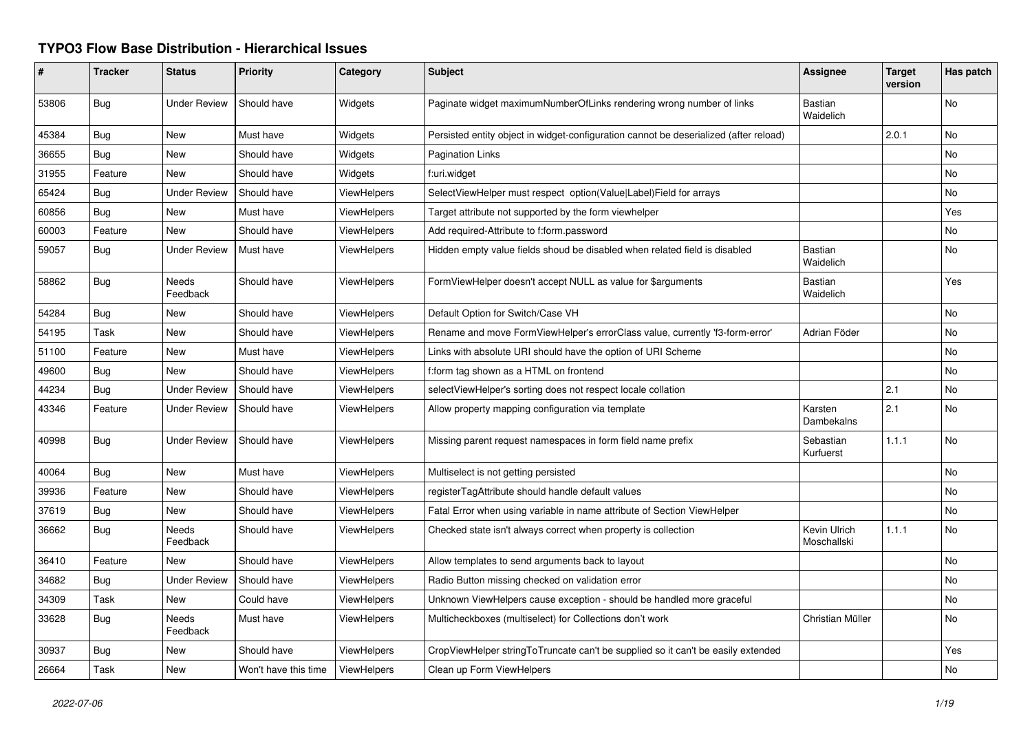# TYPO3 Flow Base Distribution - Hierarchical Issues

| # | Tracker | Status | Priority | Category | Subject | Assignee | Target version | Has patch |
|---|---|---|---|---|---|---|---|---|
| 53806 | Bug | Under Review | Should have | Widgets | Paginate widget maximumNumberOfLinks rendering wrong number of links | Bastian Waidelich | | No |
| 45384 | Bug | New | Must have | Widgets | Persisted entity object in widget-configuration cannot be deserialized (after reload) | | 2.0.1 | No |
| 36655 | Bug | New | Should have | Widgets | Pagination Links | | | No |
| 31955 | Feature | New | Should have | Widgets | f:uri.widget | | | No |
| 65424 | Bug | Under Review | Should have | ViewHelpers | SelectViewHelper must respect option(Value\|Label)Field for arrays | | | No |
| 60856 | Bug | New | Must have | ViewHelpers | Target attribute not supported by the form viewhelper | | | Yes |
| 60003 | Feature | New | Should have | ViewHelpers | Add required-Attribute to f:form.password | | | No |
| 59057 | Bug | Under Review | Must have | ViewHelpers | Hidden empty value fields shoud be disabled when related field is disabled | Bastian Waidelich | | No |
| 58862 | Bug | Needs Feedback | Should have | ViewHelpers | FormViewHelper doesn't accept NULL as value for $arguments | Bastian Waidelich | | Yes |
| 54284 | Bug | New | Should have | ViewHelpers | Default Option for Switch/Case VH | | | No |
| 54195 | Task | New | Should have | ViewHelpers | Rename and move FormViewHelper's errorClass value, currently 'f3-form-error' | Adrian Föder | | No |
| 51100 | Feature | New | Must have | ViewHelpers | Links with absolute URI should have the option of URI Scheme | | | No |
| 49600 | Bug | New | Should have | ViewHelpers | f:form tag shown as a HTML on frontend | | | No |
| 44234 | Bug | Under Review | Should have | ViewHelpers | selectViewHelper's sorting does not respect locale collation | | 2.1 | No |
| 43346 | Feature | Under Review | Should have | ViewHelpers | Allow property mapping configuration via template | Karsten Dambekalns | 2.1 | No |
| 40998 | Bug | Under Review | Should have | ViewHelpers | Missing parent request namespaces in form field name prefix | Sebastian Kurfuerst | 1.1.1 | No |
| 40064 | Bug | New | Must have | ViewHelpers | Multiselect is not getting persisted | | | No |
| 39936 | Feature | New | Should have | ViewHelpers | registerTagAttribute should handle default values | | | No |
| 37619 | Bug | New | Should have | ViewHelpers | Fatal Error when using variable in name attribute of Section ViewHelper | | | No |
| 36662 | Bug | Needs Feedback | Should have | ViewHelpers | Checked state isn't always correct when property is collection | Kevin Ulrich Moschallski | 1.1.1 | No |
| 36410 | Feature | New | Should have | ViewHelpers | Allow templates to send arguments back to layout | | | No |
| 34682 | Bug | Under Review | Should have | ViewHelpers | Radio Button missing checked on validation error | | | No |
| 34309 | Task | New | Could have | ViewHelpers | Unknown ViewHelpers cause exception - should be handled more graceful | | | No |
| 33628 | Bug | Needs Feedback | Must have | ViewHelpers | Multicheckboxes (multiselect) for Collections don't work | Christian Müller | | No |
| 30937 | Bug | New | Should have | ViewHelpers | CropViewHelper stringToTruncate can't be supplied so it can't be easily extended | | | Yes |
| 26664 | Task | New | Won't have this time | ViewHelpers | Clean up Form ViewHelpers | | | No |

2022-07-06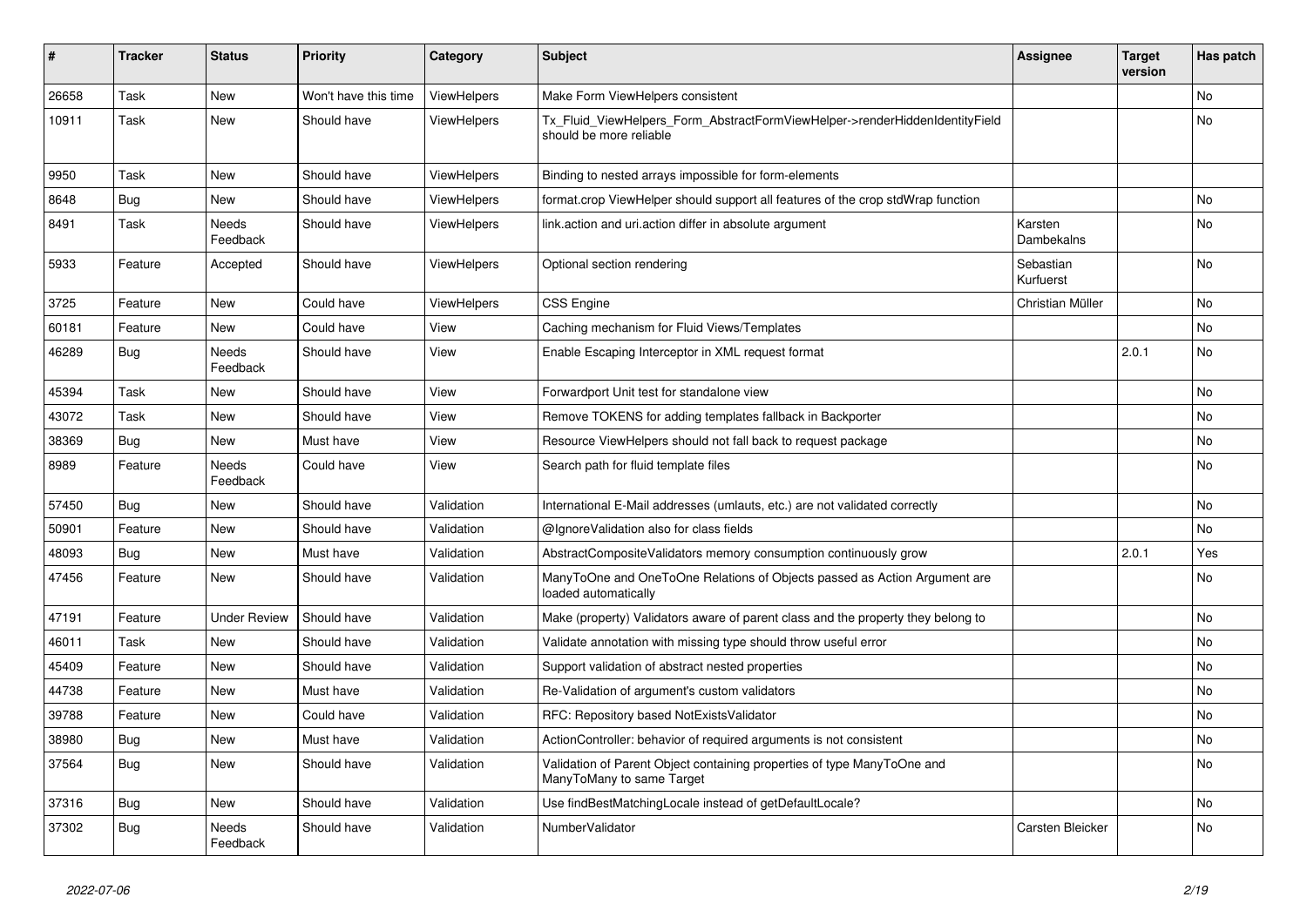| # | Tracker | Status | Priority | Category | Subject | Assignee | Target version | Has patch |
|---|---|---|---|---|---|---|---|---|
| 26658 | Task | New | Won't have this time | ViewHelpers | Make Form ViewHelpers consistent | | | No |
| 10911 | Task | New | Should have | ViewHelpers | Tx_Fluid_ViewHelpers_Form_AbstractFormViewHelper->renderHiddenIdentityField should be more reliable | | | No |
| 9950 | Task | New | Should have | ViewHelpers | Binding to nested arrays impossible for form-elements | | | |
| 8648 | Bug | New | Should have | ViewHelpers | format.crop ViewHelper should support all features of the crop stdWrap function | | | No |
| 8491 | Task | Needs Feedback | Should have | ViewHelpers | link.action and uri.action differ in absolute argument | Karsten Dambekalns | | No |
| 5933 | Feature | Accepted | Should have | ViewHelpers | Optional section rendering | Sebastian Kurfuerst | | No |
| 3725 | Feature | New | Could have | ViewHelpers | CSS Engine | Christian Müller | | No |
| 60181 | Feature | New | Could have | View | Caching mechanism for Fluid Views/Templates | | | No |
| 46289 | Bug | Needs Feedback | Should have | View | Enable Escaping Interceptor in XML request format | | 2.0.1 | No |
| 45394 | Task | New | Should have | View | Forwardport Unit test for standalone view | | | No |
| 43072 | Task | New | Should have | View | Remove TOKENS for adding templates fallback in Backporter | | | No |
| 38369 | Bug | New | Must have | View | Resource ViewHelpers should not fall back to request package | | | No |
| 8989 | Feature | Needs Feedback | Could have | View | Search path for fluid template files | | | No |
| 57450 | Bug | New | Should have | Validation | International E-Mail addresses (umlauts, etc.) are not validated correctly | | | No |
| 50901 | Feature | New | Should have | Validation | @IgnoreValidation also for class fields | | | No |
| 48093 | Bug | New | Must have | Validation | AbstractCompositeValidators memory consumption continuously grow | | 2.0.1 | Yes |
| 47456 | Feature | New | Should have | Validation | ManyToOne and OneToOne Relations of Objects passed as Action Argument are loaded automatically | | | No |
| 47191 | Feature | Under Review | Should have | Validation | Make (property) Validators aware of parent class and the property they belong to | | | No |
| 46011 | Task | New | Should have | Validation | Validate annotation with missing type should throw useful error | | | No |
| 45409 | Feature | New | Should have | Validation | Support validation of abstract nested properties | | | No |
| 44738 | Feature | New | Must have | Validation | Re-Validation of argument's custom validators | | | No |
| 39788 | Feature | New | Could have | Validation | RFC: Repository based NotExistsValidator | | | No |
| 38980 | Bug | New | Must have | Validation | ActionController: behavior of required arguments is not consistent | | | No |
| 37564 | Bug | New | Should have | Validation | Validation of Parent Object containing properties of type ManyToOne and ManyToMany to same Target | | | No |
| 37316 | Bug | New | Should have | Validation | Use findBestMatchingLocale instead of getDefaultLocale? | | | No |
| 37302 | Bug | Needs Feedback | Should have | Validation | NumberValidator | Carsten Bleicker | | No |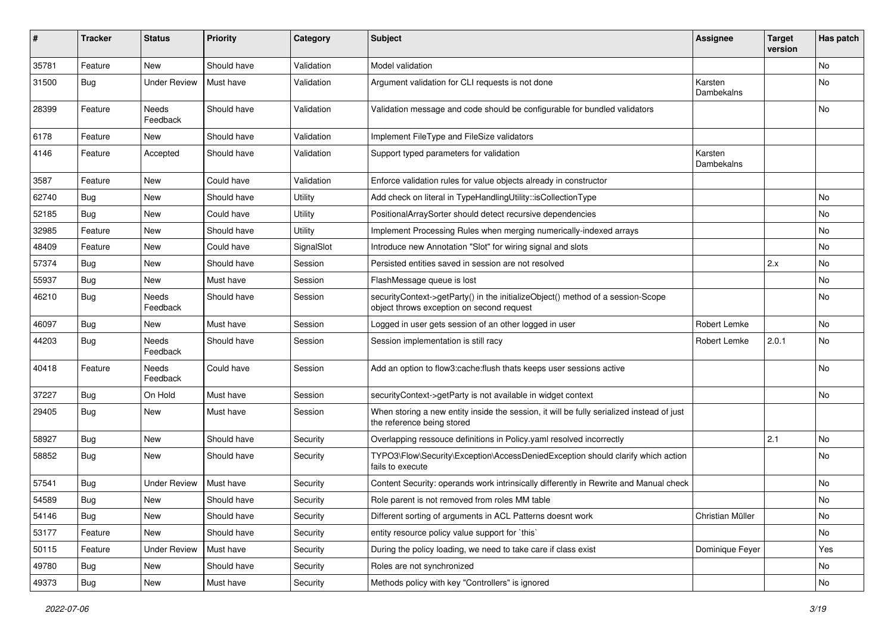| # | Tracker | Status | Priority | Category | Subject | Assignee | Target version | Has patch |
|---|---|---|---|---|---|---|---|---|
| 35781 | Feature | New | Should have | Validation | Model validation | | | No |
| 31500 | Bug | Under Review | Must have | Validation | Argument validation for CLI requests is not done | Karsten Dambekalns | | No |
| 28399 | Feature | Needs Feedback | Should have | Validation | Validation message and code should be configurable for bundled validators | | | No |
| 6178 | Feature | New | Should have | Validation | Implement FileType and FileSize validators | | | |
| 4146 | Feature | Accepted | Should have | Validation | Support typed parameters for validation | Karsten Dambekalns | | |
| 3587 | Feature | New | Could have | Validation | Enforce validation rules for value objects already in constructor | | | |
| 62740 | Bug | New | Should have | Utility | Add check on literal in TypeHandlingUtility::isCollectionType | | | No |
| 52185 | Bug | New | Could have | Utility | PositionalArraySorter should detect recursive dependencies | | | No |
| 32985 | Feature | New | Should have | Utility | Implement Processing Rules when merging numerically-indexed arrays | | | No |
| 48409 | Feature | New | Could have | SignalSlot | Introduce new Annotation "Slot" for wiring signal and slots | | | No |
| 57374 | Bug | New | Should have | Session | Persisted entities saved in session are not resolved | | 2.x | No |
| 55937 | Bug | New | Must have | Session | FlashMessage queue is lost | | | No |
| 46210 | Bug | Needs Feedback | Should have | Session | securityContext->getParty() in the initializeObject() method of a session-Scope object throws exception on second request | | | No |
| 46097 | Bug | New | Must have | Session | Logged in user gets session of an other logged in user | Robert Lemke | | No |
| 44203 | Bug | Needs Feedback | Should have | Session | Session implementation is still racy | Robert Lemke | 2.0.1 | No |
| 40418 | Feature | Needs Feedback | Could have | Session | Add an option to flow3:cache:flush thats keeps user sessions active | | | No |
| 37227 | Bug | On Hold | Must have | Session | securityContext->getParty is not available in widget context | | | No |
| 29405 | Bug | New | Must have | Session | When storing a new entity inside the session, it will be fully serialized instead of just the reference being stored | | | |
| 58927 | Bug | New | Should have | Security | Overlapping ressouce definitions in Policy.yaml resolved incorrectly | | 2.1 | No |
| 58852 | Bug | New | Should have | Security | TYPO3\Flow\Security\Exception\AccessDeniedException should clarify which action fails to execute | | | No |
| 57541 | Bug | Under Review | Must have | Security | Content Security: operands work intrinsically differently in Rewrite and Manual check | | | No |
| 54589 | Bug | New | Should have | Security | Role parent is not removed from roles MM table | | | No |
| 54146 | Bug | New | Should have | Security | Different sorting of arguments in ACL Patterns doesnt work | Christian Müller | | No |
| 53177 | Feature | New | Should have | Security | entity resource policy value support for `this` | | | No |
| 50115 | Feature | Under Review | Must have | Security | During the policy loading, we need to take care if class exist | Dominique Feyer | | Yes |
| 49780 | Bug | New | Should have | Security | Roles are not synchronized | | | No |
| 49373 | Bug | New | Must have | Security | Methods policy with key "Controllers" is ignored | | | No |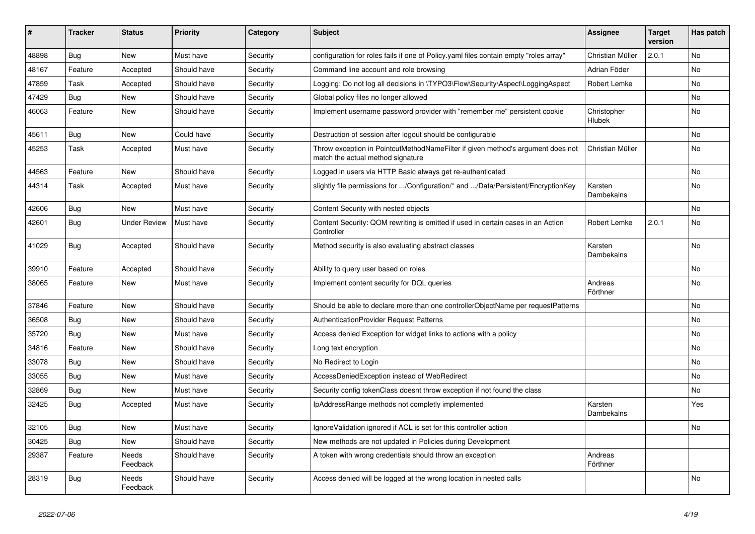| # | Tracker | Status | Priority | Category | Subject | Assignee | Target version | Has patch |
|---|---|---|---|---|---|---|---|---|
| 48898 | Bug | New | Must have | Security | configuration for roles fails if one of Policy.yaml files contain empty "roles array" | Christian Müller | 2.0.1 | No |
| 48167 | Feature | Accepted | Should have | Security | Command line account and role browsing | Adrian Föder | | No |
| 47859 | Task | Accepted | Should have | Security | Logging: Do not log all decisions in \TYPO3\Flow\Security\Aspect\LoggingAspect | Robert Lemke | | No |
| 47429 | Bug | New | Should have | Security | Global policy files no longer allowed | | | No |
| 46063 | Feature | New | Should have | Security | Implement username password provider with "remember me" persistent cookie | Christopher Hlubek | | No |
| 45611 | Bug | New | Could have | Security | Destruction of session after logout should be configurable | | | No |
| 45253 | Task | Accepted | Must have | Security | Throw exception in PointcutMethodNameFilter if given method's argument does not match the actual method signature | Christian Müller | | No |
| 44563 | Feature | New | Should have | Security | Logged in users via HTTP Basic always get re-authenticated | | | No |
| 44314 | Task | Accepted | Must have | Security | slightly file permissions for .../Configuration/* and .../Data/Persistent/EncryptionKey | Karsten Dambekalns | | No |
| 42606 | Bug | New | Must have | Security | Content Security with nested objects | | | No |
| 42601 | Bug | Under Review | Must have | Security | Content Security: QOM rewriting is omitted if used in certain cases in an Action Controller | Robert Lemke | 2.0.1 | No |
| 41029 | Bug | Accepted | Should have | Security | Method security is also evaluating abstract classes | Karsten Dambekalns | | No |
| 39910 | Feature | Accepted | Should have | Security | Ability to query user based on roles | | | No |
| 38065 | Feature | New | Must have | Security | Implement content security for DQL queries | Andreas Förthner | | No |
| 37846 | Feature | New | Should have | Security | Should be able to declare more than one controllerObjectName per requestPatterns | | | No |
| 36508 | Bug | New | Should have | Security | AuthenticationProvider Request Patterns | | | No |
| 35720 | Bug | New | Must have | Security | Access denied Exception for widget links to actions with a policy | | | No |
| 34816 | Feature | New | Should have | Security | Long text encryption | | | No |
| 33078 | Bug | New | Should have | Security | No Redirect to Login | | | No |
| 33055 | Bug | New | Must have | Security | AccessDeniedException instead of WebRedirect | | | No |
| 32869 | Bug | New | Must have | Security | Security config tokenClass doesnt throw exception if not found the class | | | No |
| 32425 | Bug | Accepted | Must have | Security | IpAddressRange methods not completly implemented | Karsten Dambekalns | | Yes |
| 32105 | Bug | New | Must have | Security | IgnoreValidation ignored if ACL is set for this controller action | | | No |
| 30425 | Bug | New | Should have | Security | New methods are not updated in Policies during Development | | | |
| 29387 | Feature | Needs Feedback | Should have | Security | A token with wrong credentials should throw an exception | Andreas Förthner | | |
| 28319 | Bug | Needs Feedback | Should have | Security | Access denied will be logged at the wrong location in nested calls | | | No |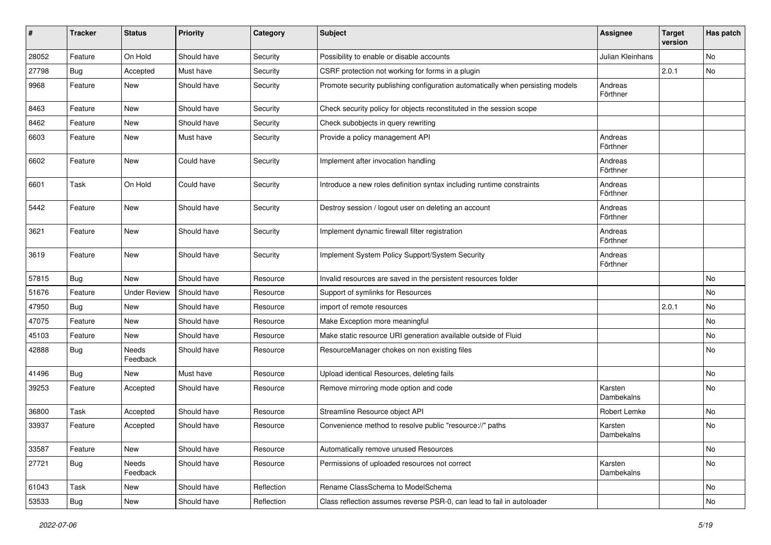| # | Tracker | Status | Priority | Category | Subject | Assignee | Target version | Has patch |
|---|---|---|---|---|---|---|---|---|
| 28052 | Feature | On Hold | Should have | Security | Possibility to enable or disable accounts | Julian Kleinhans | | No |
| 27798 | Bug | Accepted | Must have | Security | CSRF protection not working for forms in a plugin | | 2.0.1 | No |
| 9968 | Feature | New | Should have | Security | Promote security publishing configuration automatically when persisting models | Andreas Förthner | | |
| 8463 | Feature | New | Should have | Security | Check security policy for objects reconstituted in the session scope | | | |
| 8462 | Feature | New | Should have | Security | Check subobjects in query rewriting | | | |
| 6603 | Feature | New | Must have | Security | Provide a policy management API | Andreas Förthner | | |
| 6602 | Feature | New | Could have | Security | Implement after invocation handling | Andreas Förthner | | |
| 6601 | Task | On Hold | Could have | Security | Introduce a new roles definition syntax including runtime constraints | Andreas Förthner | | |
| 5442 | Feature | New | Should have | Security | Destroy session / logout user on deleting an account | Andreas Förthner | | |
| 3621 | Feature | New | Should have | Security | Implement dynamic firewall filter registration | Andreas Förthner | | |
| 3619 | Feature | New | Should have | Security | Implement System Policy Support/System Security | Andreas Förthner | | |
| 57815 | Bug | New | Should have | Resource | Invalid resources are saved in the persistent resources folder | | | No |
| 51676 | Feature | Under Review | Should have | Resource | Support of symlinks for Resources | | | No |
| 47950 | Bug | New | Should have | Resource | import of remote resources | | 2.0.1 | No |
| 47075 | Feature | New | Should have | Resource | Make Exception more meaningful | | | No |
| 45103 | Feature | New | Should have | Resource | Make static resource URI generation available outside of Fluid | | | No |
| 42888 | Bug | Needs Feedback | Should have | Resource | ResourceManager chokes on non existing files | | | No |
| 41496 | Bug | New | Must have | Resource | Upload identical Resources, deleting fails | | | No |
| 39253 | Feature | Accepted | Should have | Resource | Remove mirroring mode option and code | Karsten Dambekalns | | No |
| 36800 | Task | Accepted | Should have | Resource | Streamline Resource object API | Robert Lemke | | No |
| 33937 | Feature | Accepted | Should have | Resource | Convenience method to resolve public "resource://" paths | Karsten Dambekalns | | No |
| 33587 | Feature | New | Should have | Resource | Automatically remove unused Resources | | | No |
| 27721 | Bug | Needs Feedback | Should have | Resource | Permissions of uploaded resources not correct | Karsten Dambekalns | | No |
| 61043 | Task | New | Should have | Reflection | Rename ClassSchema to ModelSchema | | | No |
| 53533 | Bug | New | Should have | Reflection | Class reflection assumes reverse PSR-0, can lead to fail in autoloader | | | No |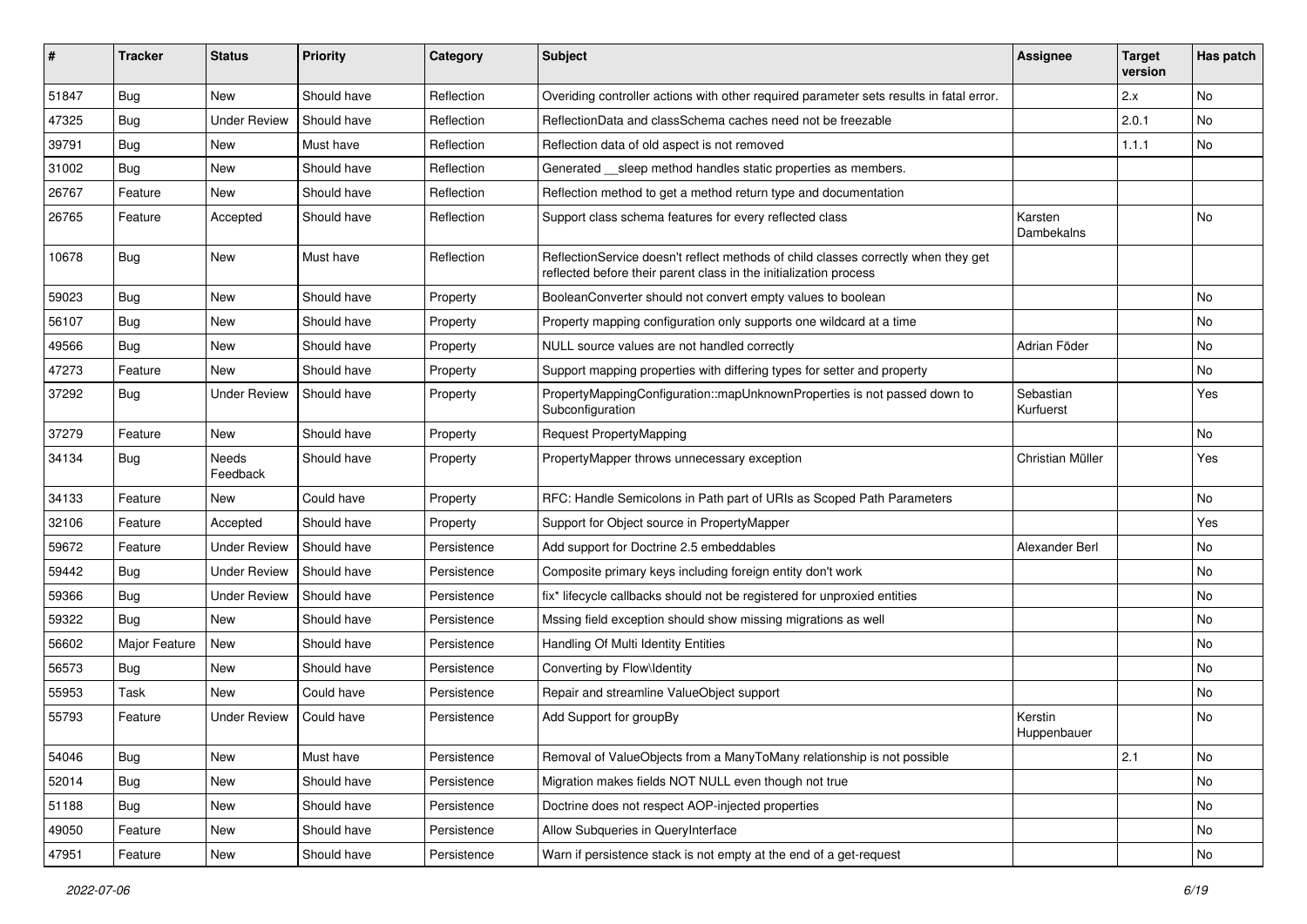| # | Tracker | Status | Priority | Category | Subject | Assignee | Target version | Has patch |
|---|---|---|---|---|---|---|---|---|
| 51847 | Bug | New | Should have | Reflection | Overiding controller actions with other required parameter sets results in fatal error. | | 2.x | No |
| 47325 | Bug | Under Review | Should have | Reflection | ReflectionData and classSchema caches need not be freezable | | 2.0.1 | No |
| 39791 | Bug | New | Must have | Reflection | Reflection data of old aspect is not removed | | 1.1.1 | No |
| 31002 | Bug | New | Should have | Reflection | Generated __sleep method handles static properties as members. | | | |
| 26767 | Feature | New | Should have | Reflection | Reflection method to get a method return type and documentation | | | |
| 26765 | Feature | Accepted | Should have | Reflection | Support class schema features for every reflected class | Karsten Dambekalns | | No |
| 10678 | Bug | New | Must have | Reflection | ReflectionService doesn't reflect methods of child classes correctly when they get reflected before their parent class in the initialization process | | | |
| 59023 | Bug | New | Should have | Property | BooleanConverter should not convert empty values to boolean | | | No |
| 56107 | Bug | New | Should have | Property | Property mapping configuration only supports one wildcard at a time | | | No |
| 49566 | Bug | New | Should have | Property | NULL source values are not handled correctly | Adrian Föder | | No |
| 47273 | Feature | New | Should have | Property | Support mapping properties with differing types for setter and property | | | No |
| 37292 | Bug | Under Review | Should have | Property | PropertyMappingConfiguration::mapUnknownProperties is not passed down to Subconfiguration | Sebastian Kurfuerst | | Yes |
| 37279 | Feature | New | Should have | Property | Request PropertyMapping | | | No |
| 34134 | Bug | Needs Feedback | Should have | Property | PropertyMapper throws unnecessary exception | Christian Müller | | Yes |
| 34133 | Feature | New | Could have | Property | RFC: Handle Semicolons in Path part of URIs as Scoped Path Parameters | | | No |
| 32106 | Feature | Accepted | Should have | Property | Support for Object source in PropertyMapper | | | Yes |
| 59672 | Feature | Under Review | Should have | Persistence | Add support for Doctrine 2.5 embeddables | Alexander Berl | | No |
| 59442 | Bug | Under Review | Should have | Persistence | Composite primary keys including foreign entity don't work | | | No |
| 59366 | Bug | Under Review | Should have | Persistence | fix* lifecycle callbacks should not be registered for unproxied entities | | | No |
| 59322 | Bug | New | Should have | Persistence | Mssing field exception should show missing migrations as well | | | No |
| 56602 | Major Feature | New | Should have | Persistence | Handling Of Multi Identity Entities | | | No |
| 56573 | Bug | New | Should have | Persistence | Converting by Flow\Identity | | | No |
| 55953 | Task | New | Could have | Persistence | Repair and streamline ValueObject support | | | No |
| 55793 | Feature | Under Review | Could have | Persistence | Add Support for groupBy | Kerstin Huppenbauer | | No |
| 54046 | Bug | New | Must have | Persistence | Removal of ValueObjects from a ManyToMany relationship is not possible | | 2.1 | No |
| 52014 | Bug | New | Should have | Persistence | Migration makes fields NOT NULL even though not true | | | No |
| 51188 | Bug | New | Should have | Persistence | Doctrine does not respect AOP-injected properties | | | No |
| 49050 | Feature | New | Should have | Persistence | Allow Subqueries in QueryInterface | | | No |
| 47951 | Feature | New | Should have | Persistence | Warn if persistence stack is not empty at the end of a get-request | | | No |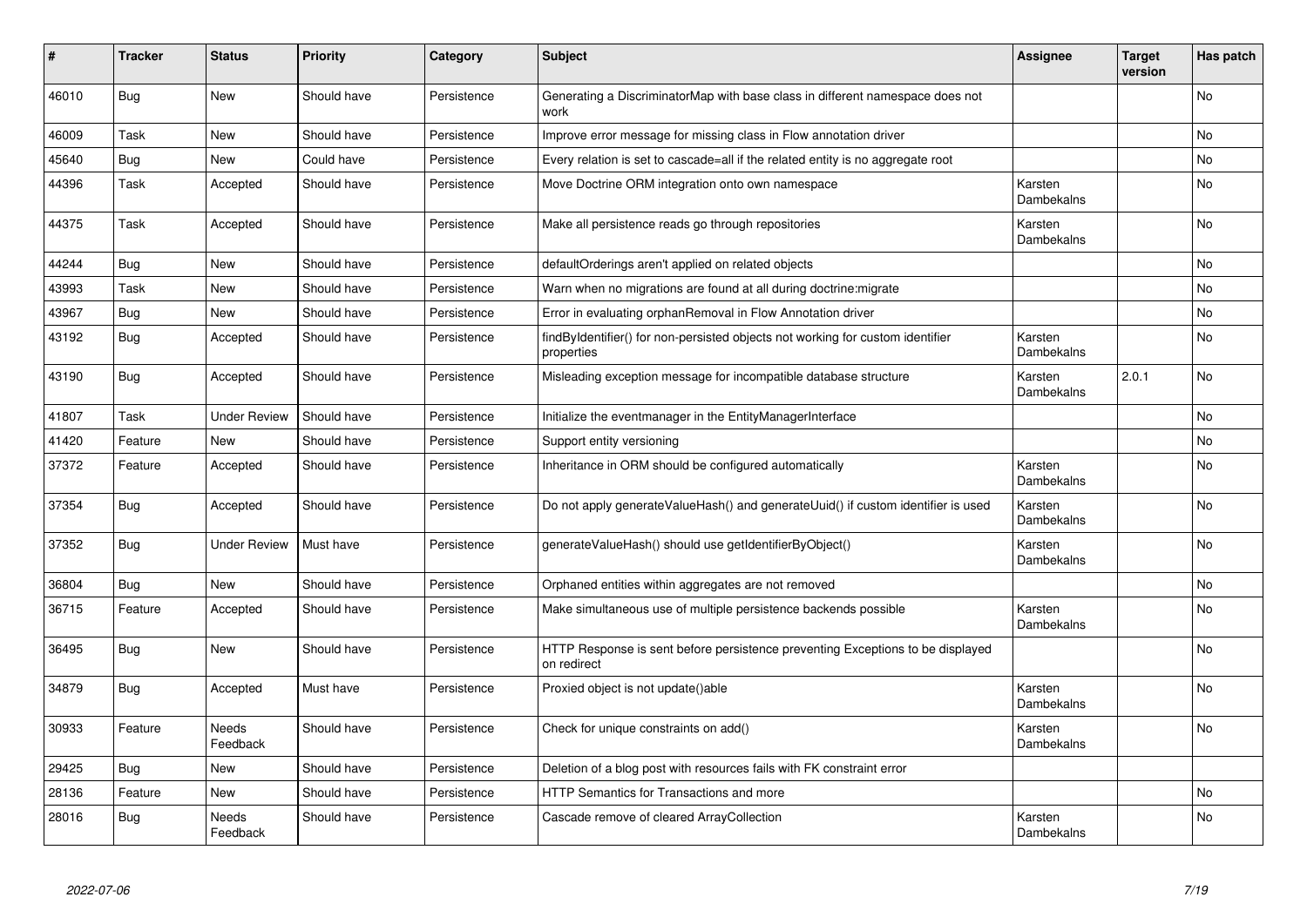| # | Tracker | Status | Priority | Category | Subject | Assignee | Target version | Has patch |
|---|---|---|---|---|---|---|---|---|
| 46010 | Bug | New | Should have | Persistence | Generating a DiscriminatorMap with base class in different namespace does not work | | | No |
| 46009 | Task | New | Should have | Persistence | Improve error message for missing class in Flow annotation driver | | | No |
| 45640 | Bug | New | Could have | Persistence | Every relation is set to cascade=all if the related entity is no aggregate root | | | No |
| 44396 | Task | Accepted | Should have | Persistence | Move Doctrine ORM integration onto own namespace | Karsten Dambekalns | | No |
| 44375 | Task | Accepted | Should have | Persistence | Make all persistence reads go through repositories | Karsten Dambekalns | | No |
| 44244 | Bug | New | Should have | Persistence | defaultOrderings aren't applied on related objects | | | No |
| 43993 | Task | New | Should have | Persistence | Warn when no migrations are found at all during doctrine:migrate | | | No |
| 43967 | Bug | New | Should have | Persistence | Error in evaluating orphanRemoval in Flow Annotation driver | | | No |
| 43192 | Bug | Accepted | Should have | Persistence | findByIdentifier() for non-persisted objects not working for custom identifier properties | Karsten Dambekalns | | No |
| 43190 | Bug | Accepted | Should have | Persistence | Misleading exception message for incompatible database structure | Karsten Dambekalns | 2.0.1 | No |
| 41807 | Task | Under Review | Should have | Persistence | Initialize the eventmanager in the EntityManagerInterface | | | No |
| 41420 | Feature | New | Should have | Persistence | Support entity versioning | | | No |
| 37372 | Feature | Accepted | Should have | Persistence | Inheritance in ORM should be configured automatically | Karsten Dambekalns | | No |
| 37354 | Bug | Accepted | Should have | Persistence | Do not apply generateValueHash() and generateUuid() if custom identifier is used | Karsten Dambekalns | | No |
| 37352 | Bug | Under Review | Must have | Persistence | generateValueHash() should use getIdentifierByObject() | Karsten Dambekalns | | No |
| 36804 | Bug | New | Should have | Persistence | Orphaned entities within aggregates are not removed | | | No |
| 36715 | Feature | Accepted | Should have | Persistence | Make simultaneous use of multiple persistence backends possible | Karsten Dambekalns | | No |
| 36495 | Bug | New | Should have | Persistence | HTTP Response is sent before persistence preventing Exceptions to be displayed on redirect | | | No |
| 34879 | Bug | Accepted | Must have | Persistence | Proxied object is not update()able | Karsten Dambekalns | | No |
| 30933 | Feature | Needs Feedback | Should have | Persistence | Check for unique constraints on add() | Karsten Dambekalns | | No |
| 29425 | Bug | New | Should have | Persistence | Deletion of a blog post with resources fails with FK constraint error | | | |
| 28136 | Feature | New | Should have | Persistence | HTTP Semantics for Transactions and more | | | No |
| 28016 | Bug | Needs Feedback | Should have | Persistence | Cascade remove of cleared ArrayCollection | Karsten Dambekalns | | No |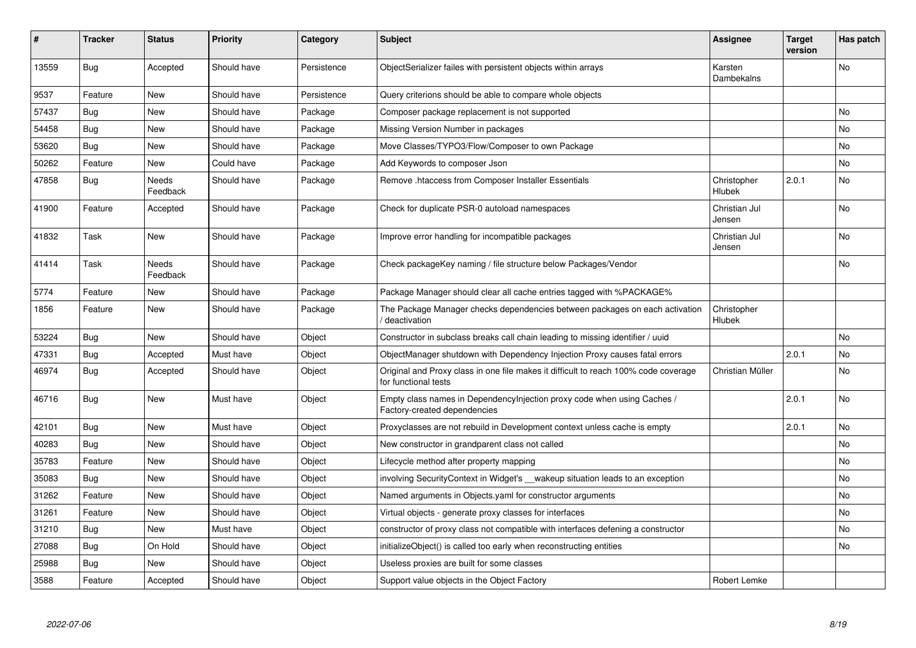| # | Tracker | Status | Priority | Category | Subject | Assignee | Target version | Has patch |
|---|---|---|---|---|---|---|---|---|
| 13559 | Bug | Accepted | Should have | Persistence | ObjectSerializer failes with persistent objects within arrays | Karsten Dambekalns | | No |
| 9537 | Feature | New | Should have | Persistence | Query criterions should be able to compare whole objects | | | |
| 57437 | Bug | New | Should have | Package | Composer package replacement is not supported | | | No |
| 54458 | Bug | New | Should have | Package | Missing Version Number in packages | | | No |
| 53620 | Bug | New | Should have | Package | Move Classes/TYPO3/Flow/Composer to own Package | | | No |
| 50262 | Feature | New | Could have | Package | Add Keywords to composer Json | | | No |
| 47858 | Bug | Needs Feedback | Should have | Package | Remove .htaccess from Composer Installer Essentials | Christopher Hlubek | 2.0.1 | No |
| 41900 | Feature | Accepted | Should have | Package | Check for duplicate PSR-0 autoload namespaces | Christian Jul Jensen | | No |
| 41832 | Task | New | Should have | Package | Improve error handling for incompatible packages | Christian Jul Jensen | | No |
| 41414 | Task | Needs Feedback | Should have | Package | Check packageKey naming / file structure below Packages/Vendor | | | No |
| 5774 | Feature | New | Should have | Package | Package Manager should clear all cache entries tagged with %PACKAGE% | | | |
| 1856 | Feature | New | Should have | Package | The Package Manager checks dependencies between packages on each activation / deactivation | Christopher Hlubek | | |
| 53224 | Bug | New | Should have | Object | Constructor in subclass breaks call chain leading to missing identifier / uuid | | | No |
| 47331 | Bug | Accepted | Must have | Object | ObjectManager shutdown with Dependency Injection Proxy causes fatal errors | | 2.0.1 | No |
| 46974 | Bug | Accepted | Should have | Object | Original and Proxy class in one file makes it difficult to reach 100% code coverage for functional tests | Christian Müller | | No |
| 46716 | Bug | New | Must have | Object | Empty class names in DependencyInjection proxy code when using Caches / Factory-created dependencies | | 2.0.1 | No |
| 42101 | Bug | New | Must have | Object | Proxyclasses are not rebuild in Development context unless cache is empty | | 2.0.1 | No |
| 40283 | Bug | New | Should have | Object | New constructor in grandparent class not called | | | No |
| 35783 | Feature | New | Should have | Object | Lifecycle method after property mapping | | | No |
| 35083 | Bug | New | Should have | Object | involving SecurityContext in Widget's __wakeup situation leads to an exception | | | No |
| 31262 | Feature | New | Should have | Object | Named arguments in Objects.yaml for constructor arguments | | | No |
| 31261 | Feature | New | Should have | Object | Virtual objects - generate proxy classes for interfaces | | | No |
| 31210 | Bug | New | Must have | Object | constructor of proxy class not compatible with interfaces defening a constructor | | | No |
| 27088 | Bug | On Hold | Should have | Object | initializeObject() is called too early when reconstructing entities | | | No |
| 25988 | Bug | New | Should have | Object | Useless proxies are built for some classes | | | |
| 3588 | Feature | Accepted | Should have | Object | Support value objects in the Object Factory | Robert Lemke | | |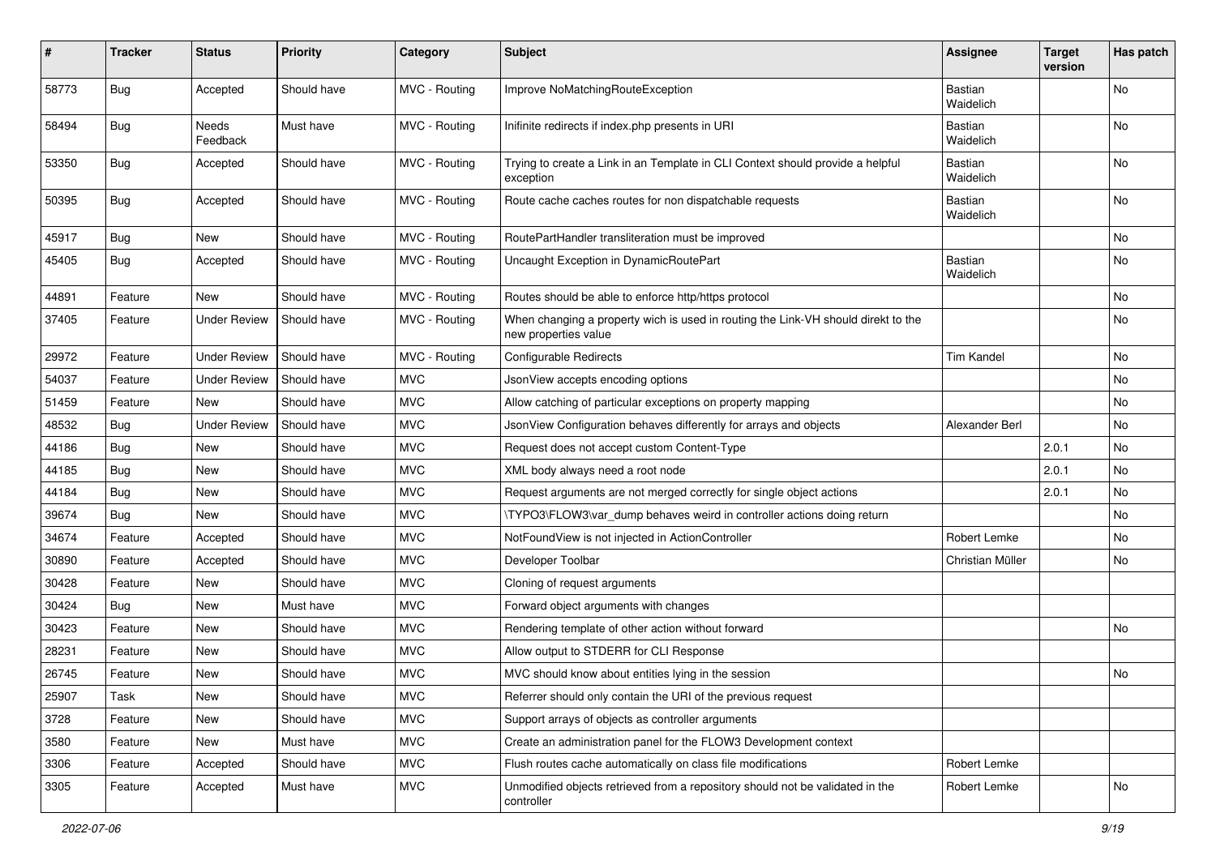| # | Tracker | Status | Priority | Category | Subject | Assignee | Target version | Has patch |
| --- | --- | --- | --- | --- | --- | --- | --- | --- |
| 58773 | Bug | Accepted | Should have | MVC - Routing | Improve NoMatchingRouteException | Bastian Waidelich | | No |
| 58494 | Bug | Needs Feedback | Must have | MVC - Routing | Inifinite redirects if index.php presents in URI | Bastian Waidelich | | No |
| 53350 | Bug | Accepted | Should have | MVC - Routing | Trying to create a Link in an Template in CLI Context should provide a helpful exception | Bastian Waidelich | | No |
| 50395 | Bug | Accepted | Should have | MVC - Routing | Route cache caches routes for non dispatchable requests | Bastian Waidelich | | No |
| 45917 | Bug | New | Should have | MVC - Routing | RoutePartHandler transliteration must be improved | | | No |
| 45405 | Bug | Accepted | Should have | MVC - Routing | Uncaught Exception in DynamicRoutePart | Bastian Waidelich | | No |
| 44891 | Feature | New | Should have | MVC - Routing | Routes should be able to enforce http/https protocol | | | No |
| 37405 | Feature | Under Review | Should have | MVC - Routing | When changing a property wich is used in routing the Link-VH should direkt to the new properties value | | | No |
| 29972 | Feature | Under Review | Should have | MVC - Routing | Configurable Redirects | Tim Kandel | | No |
| 54037 | Feature | Under Review | Should have | MVC | JsonView accepts encoding options | | | No |
| 51459 | Feature | New | Should have | MVC | Allow catching of particular exceptions on property mapping | | | No |
| 48532 | Bug | Under Review | Should have | MVC | JsonView Configuration behaves differently for arrays and objects | Alexander Berl | | No |
| 44186 | Bug | New | Should have | MVC | Request does not accept custom Content-Type | | 2.0.1 | No |
| 44185 | Bug | New | Should have | MVC | XML body always need a root node | | 2.0.1 | No |
| 44184 | Bug | New | Should have | MVC | Request arguments are not merged correctly for single object actions | | 2.0.1 | No |
| 39674 | Bug | New | Should have | MVC | \TYPO3\FLOW3\var_dump behaves weird in controller actions doing return | | | No |
| 34674 | Feature | Accepted | Should have | MVC | NotFoundView is not injected in ActionController | Robert Lemke | | No |
| 30890 | Feature | Accepted | Should have | MVC | Developer Toolbar | Christian Müller | | No |
| 30428 | Feature | New | Should have | MVC | Cloning of request arguments | | | |
| 30424 | Bug | New | Must have | MVC | Forward object arguments with changes | | | |
| 30423 | Feature | New | Should have | MVC | Rendering template of other action without forward | | | No |
| 28231 | Feature | New | Should have | MVC | Allow output to STDERR for CLI Response | | | |
| 26745 | Feature | New | Should have | MVC | MVC should know about entities lying in the session | | | No |
| 25907 | Task | New | Should have | MVC | Referrer should only contain the URI of the previous request | | | |
| 3728 | Feature | New | Should have | MVC | Support arrays of objects as controller arguments | | | |
| 3580 | Feature | New | Must have | MVC | Create an administration panel for the FLOW3 Development context | | | |
| 3306 | Feature | Accepted | Should have | MVC | Flush routes cache automatically on class file modifications | Robert Lemke | | |
| 3305 | Feature | Accepted | Must have | MVC | Unmodified objects retrieved from a repository should not be validated in the controller | Robert Lemke | | No |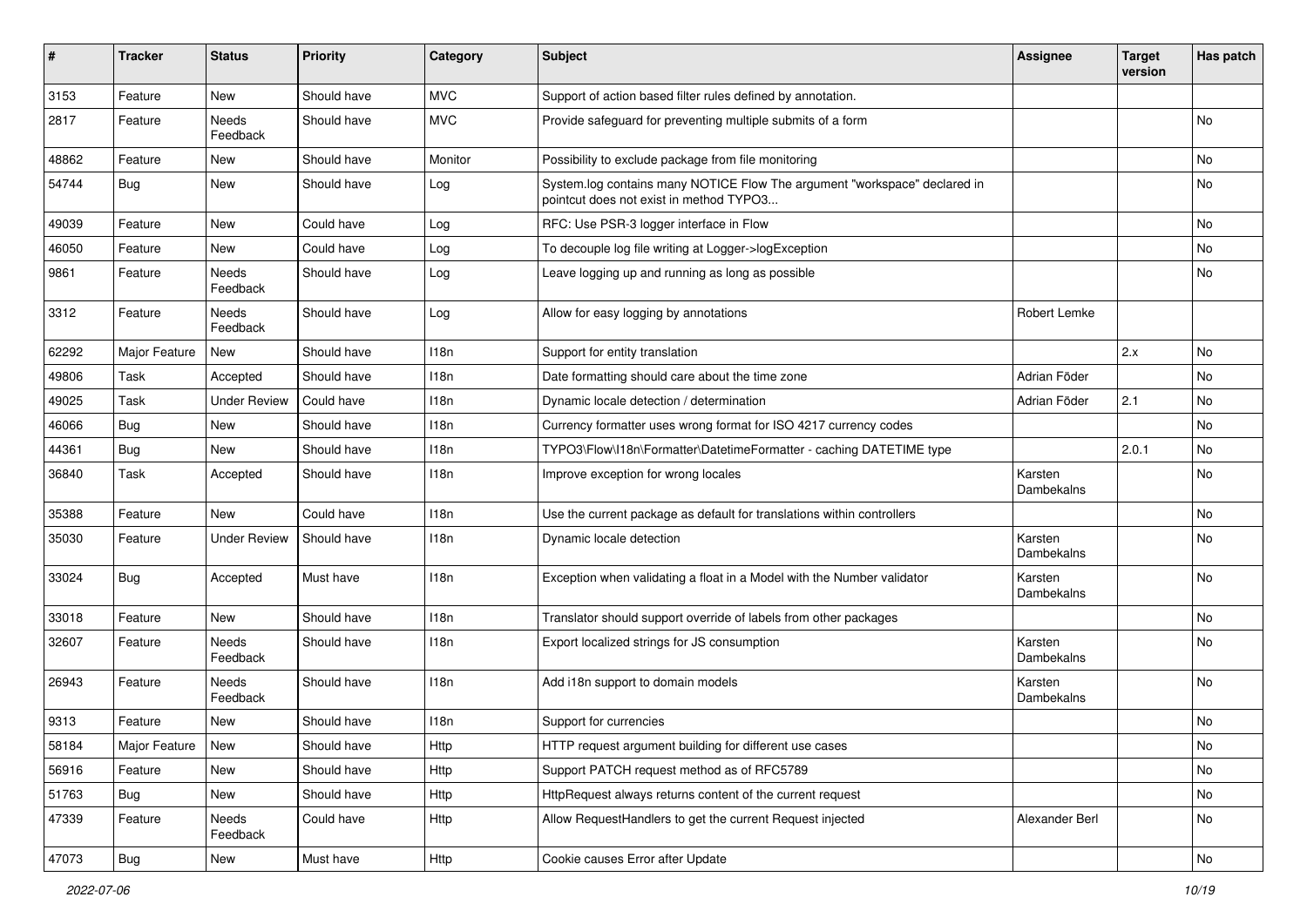| # | Tracker | Status | Priority | Category | Subject | Assignee | Target version | Has patch |
|---|---|---|---|---|---|---|---|---|
| 3153 | Feature | New | Should have | MVC | Support of action based filter rules defined by annotation. | | | |
| 2817 | Feature | Needs Feedback | Should have | MVC | Provide safeguard for preventing multiple submits of a form | | | No |
| 48862 | Feature | New | Should have | Monitor | Possibility to exclude package from file monitoring | | | No |
| 54744 | Bug | New | Should have | Log | System.log contains many NOTICE Flow The argument "workspace" declared in pointcut does not exist in method TYPO3... | | | No |
| 49039 | Feature | New | Could have | Log | RFC: Use PSR-3 logger interface in Flow | | | No |
| 46050 | Feature | New | Could have | Log | To decouple log file writing at Logger->logException | | | No |
| 9861 | Feature | Needs Feedback | Should have | Log | Leave logging up and running as long as possible | | | No |
| 3312 | Feature | Needs Feedback | Should have | Log | Allow for easy logging by annotations | Robert Lemke | | |
| 62292 | Major Feature | New | Should have | I18n | Support for entity translation | | 2.x | No |
| 49806 | Task | Accepted | Should have | I18n | Date formatting should care about the time zone | Adrian Föder | | No |
| 49025 | Task | Under Review | Could have | I18n | Dynamic locale detection / determination | Adrian Föder | 2.1 | No |
| 46066 | Bug | New | Should have | I18n | Currency formatter uses wrong format for ISO 4217 currency codes | | | No |
| 44361 | Bug | New | Should have | I18n | TYPO3\Flow\I18n\Formatter\DatetimeFormatter - caching DATETIME type | | 2.0.1 | No |
| 36840 | Task | Accepted | Should have | I18n | Improve exception for wrong locales | Karsten Dambekalns | | No |
| 35388 | Feature | New | Could have | I18n | Use the current package as default for translations within controllers | | | No |
| 35030 | Feature | Under Review | Should have | I18n | Dynamic locale detection | Karsten Dambekalns | | No |
| 33024 | Bug | Accepted | Must have | I18n | Exception when validating a float in a Model with the Number validator | Karsten Dambekalns | | No |
| 33018 | Feature | New | Should have | I18n | Translator should support override of labels from other packages | | | No |
| 32607 | Feature | Needs Feedback | Should have | I18n | Export localized strings for JS consumption | Karsten Dambekalns | | No |
| 26943 | Feature | Needs Feedback | Should have | I18n | Add i18n support to domain models | Karsten Dambekalns | | No |
| 9313 | Feature | New | Should have | I18n | Support for currencies | | | No |
| 58184 | Major Feature | New | Should have | Http | HTTP request argument building for different use cases | | | No |
| 56916 | Feature | New | Should have | Http | Support PATCH request method as of RFC5789 | | | No |
| 51763 | Bug | New | Should have | Http | HttpRequest always returns content of the current request | | | No |
| 47339 | Feature | Needs Feedback | Could have | Http | Allow RequestHandlers to get the current Request injected | Alexander Berl | | No |
| 47073 | Bug | New | Must have | Http | Cookie causes Error after Update | | | No |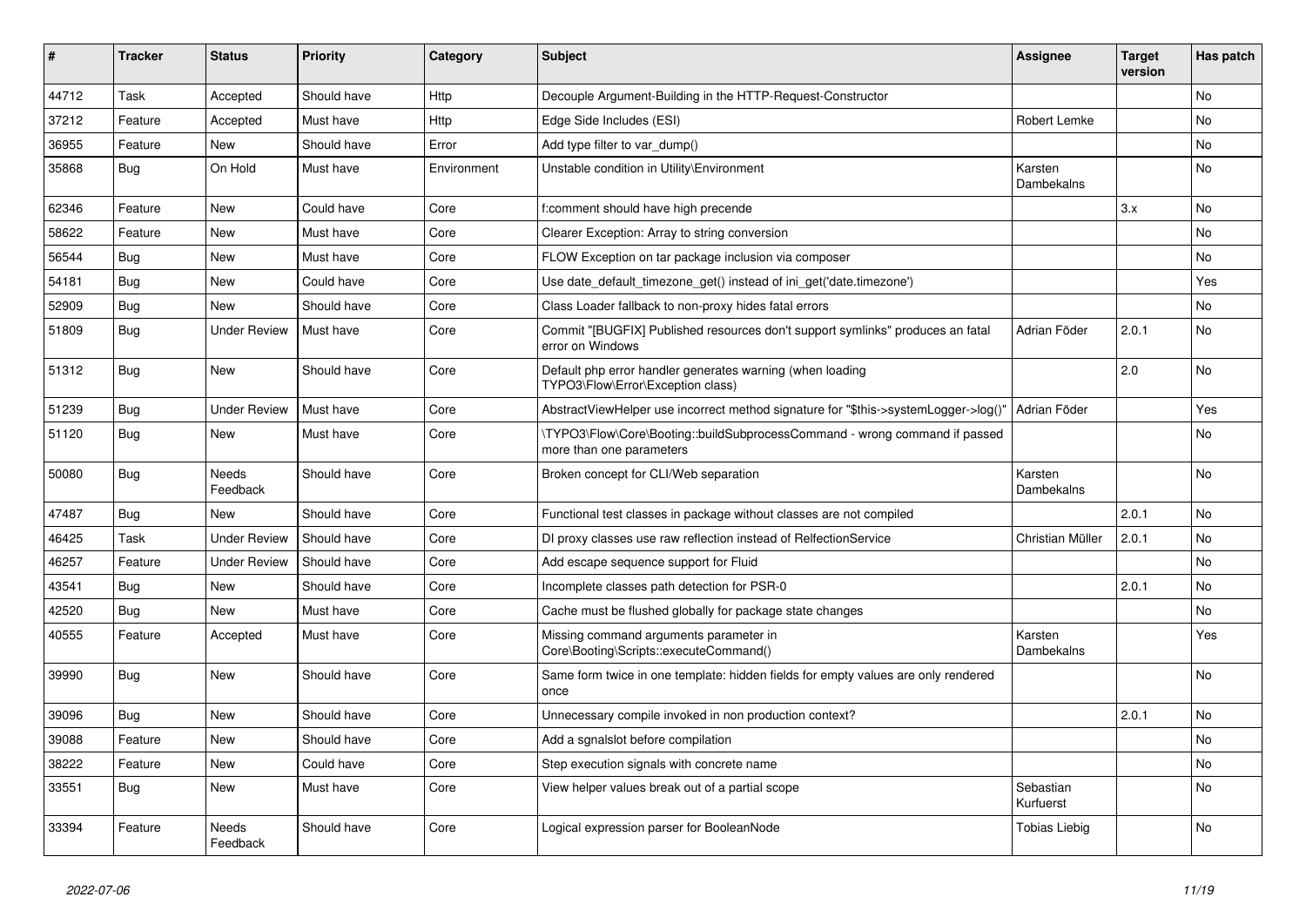| # | Tracker | Status | Priority | Category | Subject | Assignee | Target version | Has patch |
|---|---|---|---|---|---|---|---|---|
| 44712 | Task | Accepted | Should have | Http | Decouple Argument-Building in the HTTP-Request-Constructor | | | No |
| 37212 | Feature | Accepted | Must have | Http | Edge Side Includes (ESI) | Robert Lemke | | No |
| 36955 | Feature | New | Should have | Error | Add type filter to var_dump() | | | No |
| 35868 | Bug | On Hold | Must have | Environment | Unstable condition in Utility\Environment | Karsten Dambekalns | | No |
| 62346 | Feature | New | Could have | Core | f:comment should have high precende | | 3.x | No |
| 58622 | Feature | New | Must have | Core | Clearer Exception: Array to string conversion | | | No |
| 56544 | Bug | New | Must have | Core | FLOW Exception on tar package inclusion via composer | | | No |
| 54181 | Bug | New | Could have | Core | Use date_default_timezone_get() instead of ini_get('date.timezone') | | | Yes |
| 52909 | Bug | New | Should have | Core | Class Loader fallback to non-proxy hides fatal errors | | | No |
| 51809 | Bug | Under Review | Must have | Core | Commit "[BUGFIX] Published resources don't support symlinks" produces an fatal error on Windows | Adrian Föder | 2.0.1 | No |
| 51312 | Bug | New | Should have | Core | Default php error handler generates warning (when loading TYPO3\Flow\Error\Exception class) | | 2.0 | No |
| 51239 | Bug | Under Review | Must have | Core | AbstractViewHelper use incorrect method signature for "$this->systemLogger->log()" | Adrian Föder | | Yes |
| 51120 | Bug | New | Must have | Core | \TYPO3\Flow\Core\Booting::buildSubprocessCommand - wrong command if passed more than one parameters | | | No |
| 50080 | Bug | Needs Feedback | Should have | Core | Broken concept for CLI/Web separation | Karsten Dambekalns | | No |
| 47487 | Bug | New | Should have | Core | Functional test classes in package without classes are not compiled | | 2.0.1 | No |
| 46425 | Task | Under Review | Should have | Core | DI proxy classes use raw reflection instead of RelfectionService | Christian Müller | 2.0.1 | No |
| 46257 | Feature | Under Review | Should have | Core | Add escape sequence support for Fluid | | | No |
| 43541 | Bug | New | Should have | Core | Incomplete classes path detection for PSR-0 | | 2.0.1 | No |
| 42520 | Bug | New | Must have | Core | Cache must be flushed globally for package state changes | | | No |
| 40555 | Feature | Accepted | Must have | Core | Missing command arguments parameter in Core\Booting\Scripts::executeCommand() | Karsten Dambekalns | | Yes |
| 39990 | Bug | New | Should have | Core | Same form twice in one template: hidden fields for empty values are only rendered once | | | No |
| 39096 | Bug | New | Should have | Core | Unnecessary compile invoked in non production context? | | 2.0.1 | No |
| 39088 | Feature | New | Should have | Core | Add a sgnalslot before compilation | | | No |
| 38222 | Feature | New | Could have | Core | Step execution signals with concrete name | | | No |
| 33551 | Bug | New | Must have | Core | View helper values break out of a partial scope | Sebastian Kurfuerst | | No |
| 33394 | Feature | Needs Feedback | Should have | Core | Logical expression parser for BooleanNode | Tobias Liebig | | No |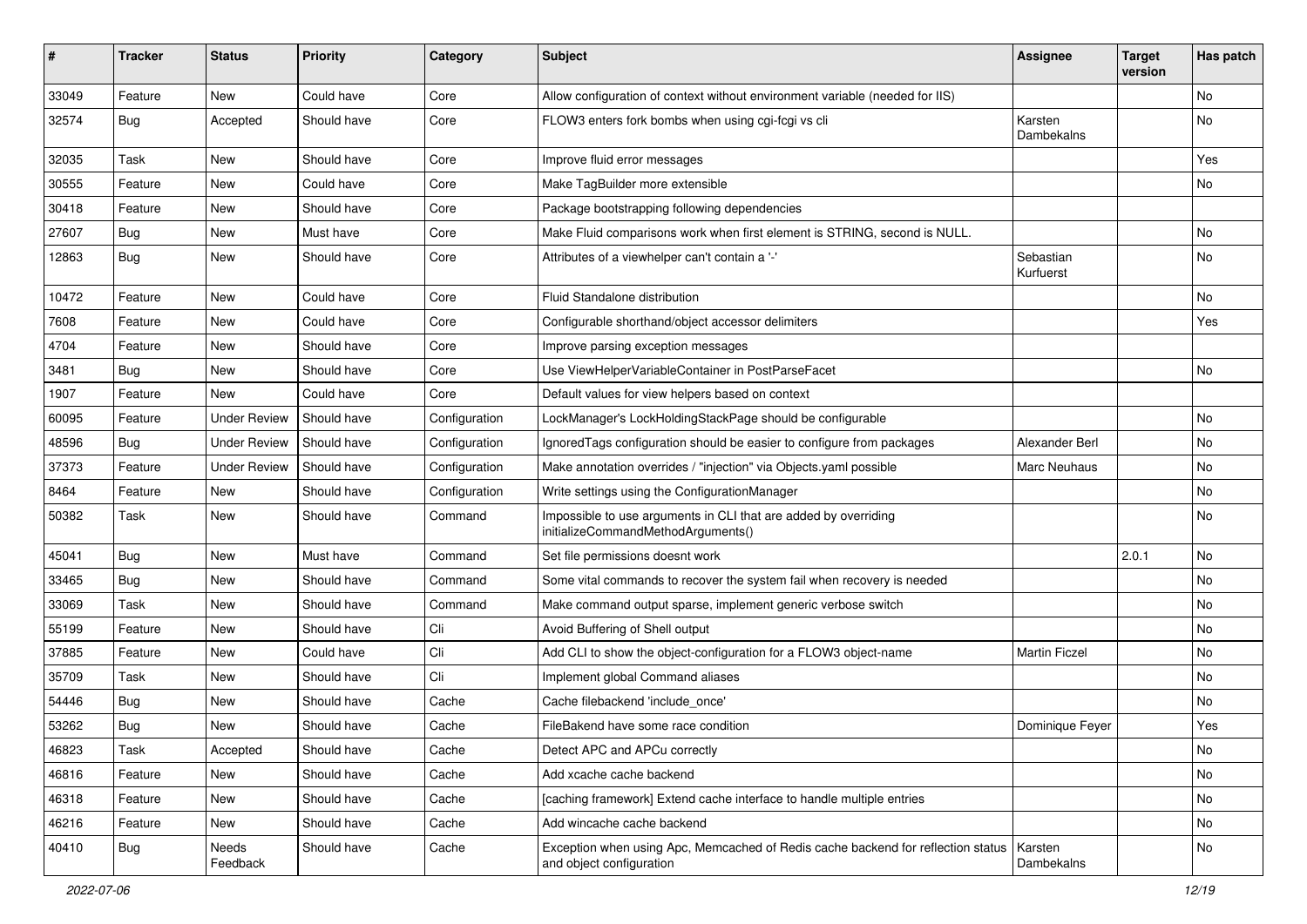| # | Tracker | Status | Priority | Category | Subject | Assignee | Target version | Has patch |
|---|---|---|---|---|---|---|---|---|
| 33049 | Feature | New | Could have | Core | Allow configuration of context without environment variable (needed for IIS) | | | No |
| 32574 | Bug | Accepted | Should have | Core | FLOW3 enters fork bombs when using cgi-fcgi vs cli | Karsten Dambekalns | | No |
| 32035 | Task | New | Should have | Core | Improve fluid error messages | | | Yes |
| 30555 | Feature | New | Could have | Core | Make TagBuilder more extensible | | | No |
| 30418 | Feature | New | Should have | Core | Package bootstrapping following dependencies | | | |
| 27607 | Bug | New | Must have | Core | Make Fluid comparisons work when first element is STRING, second is NULL. | | | No |
| 12863 | Bug | New | Should have | Core | Attributes of a viewhelper can't contain a '-' | Sebastian Kurfuerst | | No |
| 10472 | Feature | New | Could have | Core | Fluid Standalone distribution | | | No |
| 7608 | Feature | New | Could have | Core | Configurable shorthand/object accessor delimiters | | | Yes |
| 4704 | Feature | New | Should have | Core | Improve parsing exception messages | | | |
| 3481 | Bug | New | Should have | Core | Use ViewHelperVariableContainer in PostParseFacet | | | No |
| 1907 | Feature | New | Could have | Core | Default values for view helpers based on context | | | |
| 60095 | Feature | Under Review | Should have | Configuration | LockManager's LockHoldingStackPage should be configurable | | | No |
| 48596 | Bug | Under Review | Should have | Configuration | IgnoredTags configuration should be easier to configure from packages | Alexander Berl | | No |
| 37373 | Feature | Under Review | Should have | Configuration | Make annotation overrides / "injection" via Objects.yaml possible | Marc Neuhaus | | No |
| 8464 | Feature | New | Should have | Configuration | Write settings using the ConfigurationManager | | | No |
| 50382 | Task | New | Should have | Command | Impossible to use arguments in CLI that are added by overriding initializeCommandMethodArguments() | | | No |
| 45041 | Bug | New | Must have | Command | Set file permissions doesnt work | | 2.0.1 | No |
| 33465 | Bug | New | Should have | Command | Some vital commands to recover the system fail when recovery is needed | | | No |
| 33069 | Task | New | Should have | Command | Make command output sparse, implement generic verbose switch | | | No |
| 55199 | Feature | New | Should have | Cli | Avoid Buffering of Shell output | | | No |
| 37885 | Feature | New | Could have | Cli | Add CLI to show the object-configuration for a FLOW3 object-name | Martin Ficzel | | No |
| 35709 | Task | New | Should have | Cli | Implement global Command aliases | | | No |
| 54446 | Bug | New | Should have | Cache | Cache filebackend 'include_once' | | | No |
| 53262 | Bug | New | Should have | Cache | FileBakend have some race condition | Dominique Feyer | | Yes |
| 46823 | Task | Accepted | Should have | Cache | Detect APC and APCu correctly | | | No |
| 46816 | Feature | New | Should have | Cache | Add xcache cache backend | | | No |
| 46318 | Feature | New | Should have | Cache | [caching framework] Extend cache interface to handle multiple entries | | | No |
| 46216 | Feature | New | Should have | Cache | Add wincache cache backend | | | No |
| 40410 | Bug | Needs Feedback | Should have | Cache | Exception when using Apc, Memcached of Redis cache backend for reflection status and object configuration | Karsten Dambekalns | | No |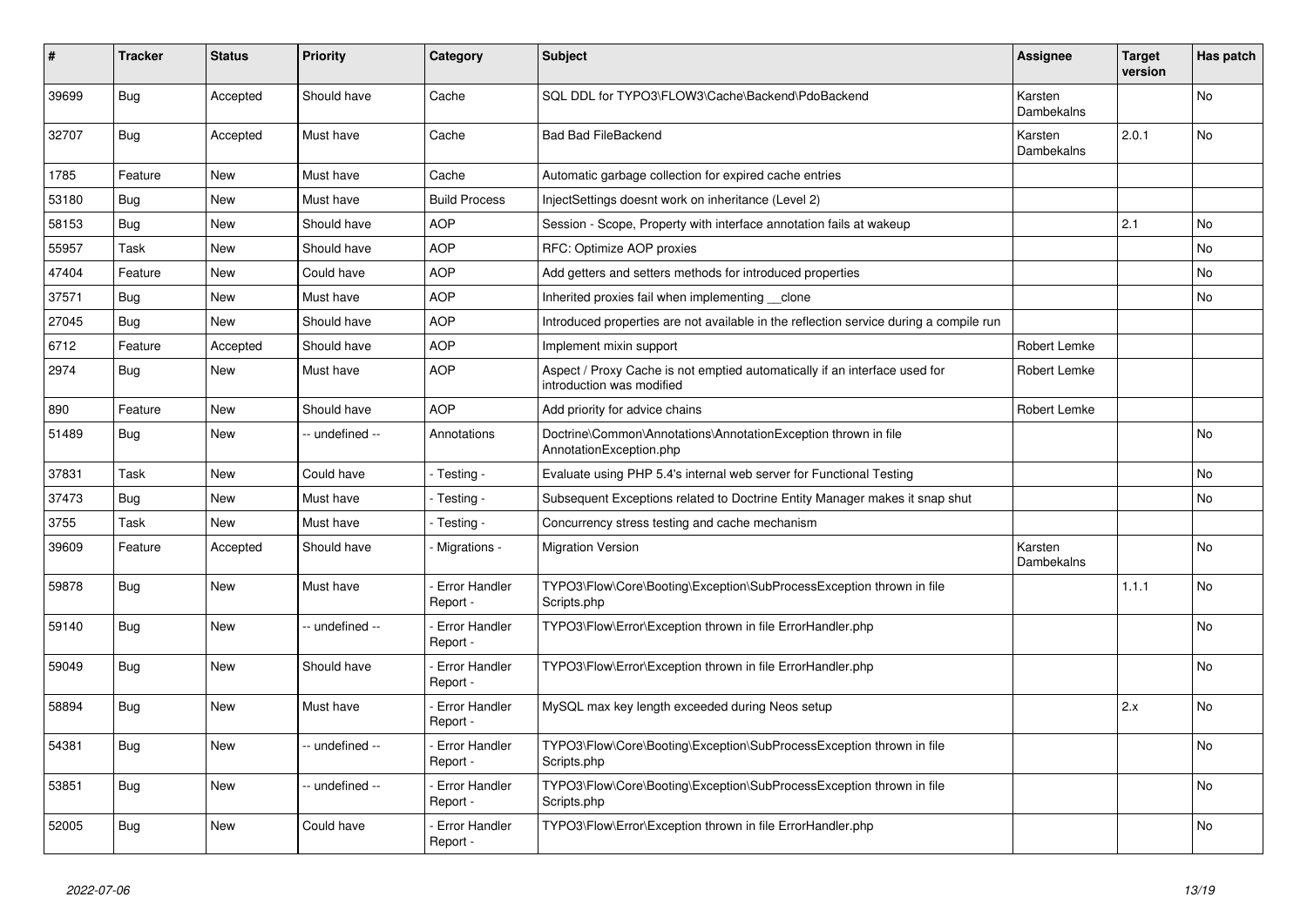| # | Tracker | Status | Priority | Category | Subject | Assignee | Target version | Has patch |
|---|---|---|---|---|---|---|---|---|
| 39699 | Bug | Accepted | Should have | Cache | SQL DDL for TYPO3\FLOW3\Cache\Backend\PdoBackend | Karsten Dambekalns | | No |
| 32707 | Bug | Accepted | Must have | Cache | Bad Bad FileBackend | Karsten Dambekalns | 2.0.1 | No |
| 1785 | Feature | New | Must have | Cache | Automatic garbage collection for expired cache entries | | | |
| 53180 | Bug | New | Must have | Build Process | InjectSettings doesnt work on inheritance (Level 2) | | | |
| 58153 | Bug | New | Should have | AOP | Session - Scope, Property with interface annotation fails at wakeup | | 2.1 | No |
| 55957 | Task | New | Should have | AOP | RFC: Optimize AOP proxies | | | No |
| 47404 | Feature | New | Could have | AOP | Add getters and setters methods for introduced properties | | | No |
| 37571 | Bug | New | Must have | AOP | Inherited proxies fail when implementing __clone | | | No |
| 27045 | Bug | New | Should have | AOP | Introduced properties are not available in the reflection service during a compile run | | | |
| 6712 | Feature | Accepted | Should have | AOP | Implement mixin support | Robert Lemke | | |
| 2974 | Bug | New | Must have | AOP | Aspect / Proxy Cache is not emptied automatically if an interface used for introduction was modified | Robert Lemke | | |
| 890 | Feature | New | Should have | AOP | Add priority for advice chains | Robert Lemke | | |
| 51489 | Bug | New | -- undefined -- | Annotations | Doctrine\Common\Annotations\AnnotationException thrown in file AnnotationException.php | | | No |
| 37831 | Task | New | Could have | - Testing - | Evaluate using PHP 5.4's internal web server for Functional Testing | | | No |
| 37473 | Bug | New | Must have | - Testing - | Subsequent Exceptions related to Doctrine Entity Manager makes it snap shut | | | No |
| 3755 | Task | New | Must have | - Testing - | Concurrency stress testing and cache mechanism | | | |
| 39609 | Feature | Accepted | Should have | - Migrations - | Migration Version | Karsten Dambekalns | | No |
| 59878 | Bug | New | Must have | - Error Handler Report - | TYPO3\Flow\Core\Booting\Exception\SubProcessException thrown in file Scripts.php | | 1.1.1 | No |
| 59140 | Bug | New | -- undefined -- | - Error Handler Report - | TYPO3\Flow\Error\Exception thrown in file ErrorHandler.php | | | No |
| 59049 | Bug | New | Should have | - Error Handler Report - | TYPO3\Flow\Error\Exception thrown in file ErrorHandler.php | | | No |
| 58894 | Bug | New | Must have | - Error Handler Report - | MySQL max key length exceeded during Neos setup | | 2.x | No |
| 54381 | Bug | New | -- undefined -- | - Error Handler Report - | TYPO3\Flow\Core\Booting\Exception\SubProcessException thrown in file Scripts.php | | | No |
| 53851 | Bug | New | -- undefined -- | - Error Handler Report - | TYPO3\Flow\Core\Booting\Exception\SubProcessException thrown in file Scripts.php | | | No |
| 52005 | Bug | New | Could have | - Error Handler Report - | TYPO3\Flow\Error\Exception thrown in file ErrorHandler.php | | | No |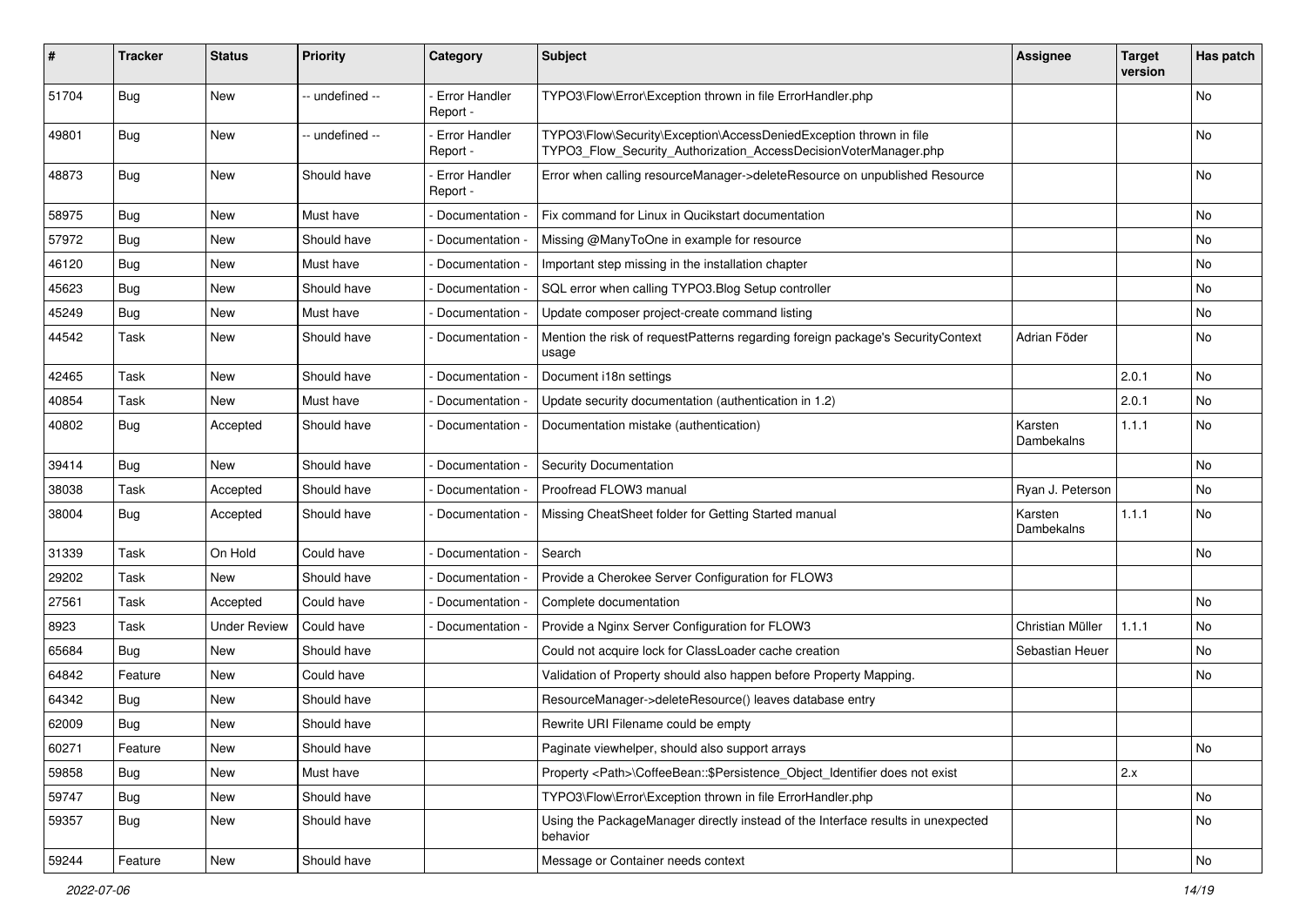| # | Tracker | Status | Priority | Category | Subject | Assignee | Target version | Has patch |
|---|---|---|---|---|---|---|---|---|
| 51704 | Bug | New | -- undefined -- | - Error Handler Report - | TYPO3\Flow\Error\Exception thrown in file ErrorHandler.php | | | No |
| 49801 | Bug | New | -- undefined -- | - Error Handler Report - | TYPO3\Flow\Security\Exception\AccessDeniedException thrown in file TYPO3_Flow_Security_Authorization_AccessDecisionVoterManager.php | | | No |
| 48873 | Bug | New | Should have | - Error Handler Report - | Error when calling resourceManager->deleteResource on unpublished Resource | | | No |
| 58975 | Bug | New | Must have | - Documentation - | Fix command for Linux in Qucikstart documentation | | | No |
| 57972 | Bug | New | Should have | - Documentation - | Missing @ManyToOne in example for resource | | | No |
| 46120 | Bug | New | Must have | - Documentation - | Important step missing in the installation chapter | | | No |
| 45623 | Bug | New | Should have | - Documentation - | SQL error when calling TYPO3.Blog Setup controller | | | No |
| 45249 | Bug | New | Must have | - Documentation - | Update composer project-create command listing | | | No |
| 44542 | Task | New | Should have | - Documentation - | Mention the risk of requestPatterns regarding foreign package's SecurityContext usage | Adrian Föder | | No |
| 42465 | Task | New | Should have | - Documentation - | Document i18n settings | | 2.0.1 | No |
| 40854 | Task | New | Must have | - Documentation - | Update security documentation (authentication in 1.2) | | 2.0.1 | No |
| 40802 | Bug | Accepted | Should have | - Documentation - | Documentation mistake (authentication) | Karsten Dambekalns | 1.1.1 | No |
| 39414 | Bug | New | Should have | - Documentation - | Security Documentation | | | No |
| 38038 | Task | Accepted | Should have | - Documentation - | Proofread FLOW3 manual | Ryan J. Peterson | | No |
| 38004 | Bug | Accepted | Should have | - Documentation - | Missing CheatSheet folder for Getting Started manual | Karsten Dambekalns | 1.1.1 | No |
| 31339 | Task | On Hold | Could have | - Documentation - | Search | | | No |
| 29202 | Task | New | Should have | - Documentation - | Provide a Cherokee Server Configuration for FLOW3 | | | |
| 27561 | Task | Accepted | Could have | - Documentation - | Complete documentation | | | No |
| 8923 | Task | Under Review | Could have | - Documentation - | Provide a Nginx Server Configuration for FLOW3 | Christian Müller | 1.1.1 | No |
| 65684 | Bug | New | Should have | | Could not acquire lock for ClassLoader cache creation | Sebastian Heuer | | No |
| 64842 | Feature | New | Could have | | Validation of Property should also happen before Property Mapping. | | | No |
| 64342 | Bug | New | Should have | | ResourceManager->deleteResource() leaves database entry | | | |
| 62009 | Bug | New | Should have | | Rewrite URI Filename could be empty | | | |
| 60271 | Feature | New | Should have | | Paginate viewhelper, should also support arrays | | | No |
| 59858 | Bug | New | Must have | | Property <Path>\CoffeeBean::$Persistence_Object_Identifier does not exist | | 2.x | |
| 59747 | Bug | New | Should have | | TYPO3\Flow\Error\Exception thrown in file ErrorHandler.php | | | No |
| 59357 | Bug | New | Should have | | Using the PackageManager directly instead of the Interface results in unexpected behavior | | | No |
| 59244 | Feature | New | Should have | | Message or Container needs context | | | No |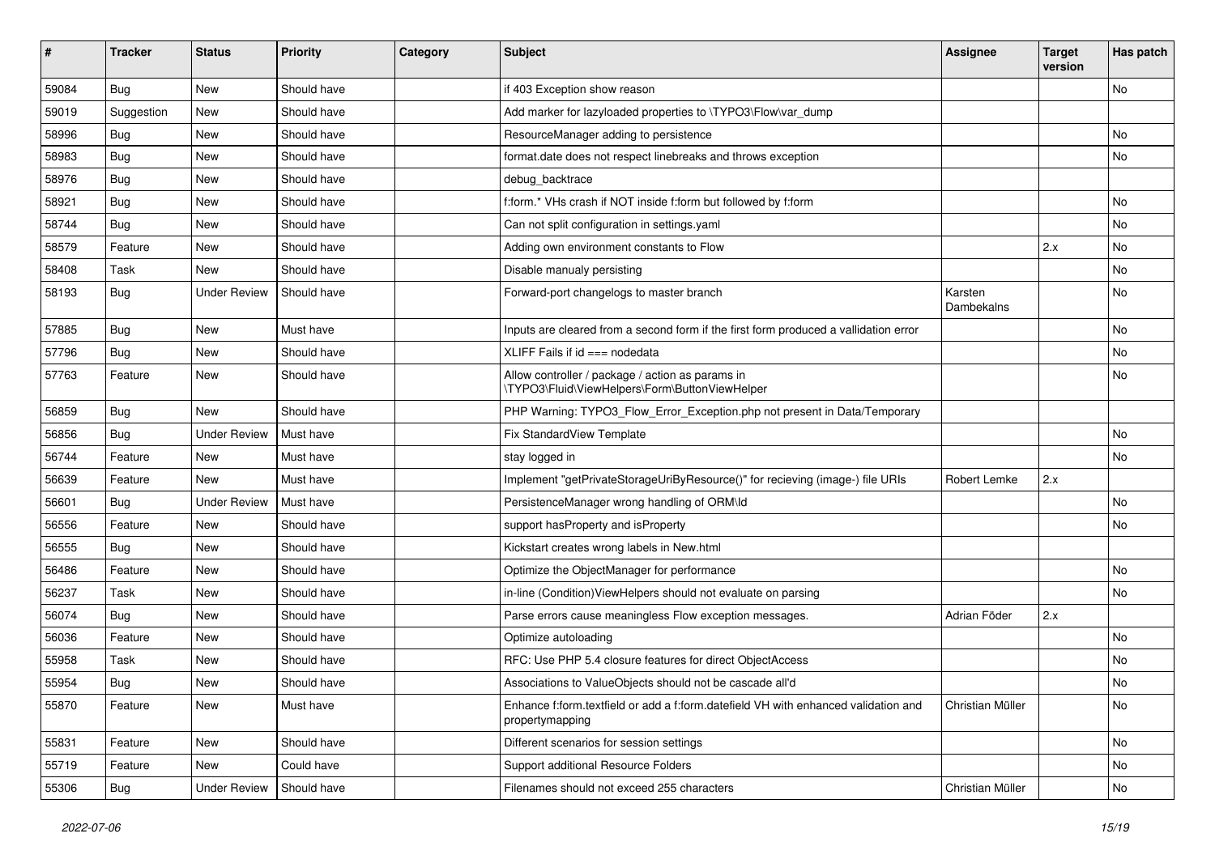| # | Tracker | Status | Priority | Category | Subject | Assignee | Target version | Has patch |
|---|---|---|---|---|---|---|---|---|
| 59084 | Bug | New | Should have | | if 403 Exception show reason | | | No |
| 59019 | Suggestion | New | Should have | | Add marker for lazyloaded properties to \TYPO3\Flow\var_dump | | | |
| 58996 | Bug | New | Should have | | ResourceManager adding to persistence | | | No |
| 58983 | Bug | New | Should have | | format.date does not respect linebreaks and throws exception | | | No |
| 58976 | Bug | New | Should have | | debug_backtrace | | | |
| 58921 | Bug | New | Should have | | f:form.* VHs crash if NOT inside f:form but followed by f:form | | | No |
| 58744 | Bug | New | Should have | | Can not split configuration in settings.yaml | | | No |
| 58579 | Feature | New | Should have | | Adding own environment constants to Flow | | 2.x | No |
| 58408 | Task | New | Should have | | Disable manualy persisting | | | No |
| 58193 | Bug | Under Review | Should have | | Forward-port changelogs to master branch | Karsten Dambekalns | | No |
| 57885 | Bug | New | Must have | | Inputs are cleared from a second form if the first form produced a vallidation error | | | No |
| 57796 | Bug | New | Should have | | XLIFF Fails if id === nodedata | | | No |
| 57763 | Feature | New | Should have | | Allow controller / package / action as params in \TYPO3\Fluid\ViewHelpers\Form\ButtonViewHelper | | | No |
| 56859 | Bug | New | Should have | | PHP Warning: TYPO3_Flow_Error_Exception.php not present in Data/Temporary | | | |
| 56856 | Bug | Under Review | Must have | | Fix StandardView Template | | | No |
| 56744 | Feature | New | Must have | | stay logged in | | | No |
| 56639 | Feature | New | Must have | | Implement "getPrivateStorageUriByResource()" for recieving (image-) file URIs | Robert Lemke | 2.x | |
| 56601 | Bug | Under Review | Must have | | PersistenceManager wrong handling of ORM\Id | | | No |
| 56556 | Feature | New | Should have | | support hasProperty and isProperty | | | No |
| 56555 | Bug | New | Should have | | Kickstart creates wrong labels in New.html | | | |
| 56486 | Feature | New | Should have | | Optimize the ObjectManager for performance | | | No |
| 56237 | Task | New | Should have | | in-line (Condition)ViewHelpers should not evaluate on parsing | | | No |
| 56074 | Bug | New | Should have | | Parse errors cause meaningless Flow exception messages. | Adrian Föder | 2.x | |
| 56036 | Feature | New | Should have | | Optimize autoloading | | | No |
| 55958 | Task | New | Should have | | RFC: Use PHP 5.4 closure features for direct ObjectAccess | | | No |
| 55954 | Bug | New | Should have | | Associations to ValueObjects should not be cascade all'd | | | No |
| 55870 | Feature | New | Must have | | Enhance f:form.textfield or add a f:form.datefield VH with enhanced validation and propertymapping | Christian Müller | | No |
| 55831 | Feature | New | Should have | | Different scenarios for session settings | | | No |
| 55719 | Feature | New | Could have | | Support additional Resource Folders | | | No |
| 55306 | Bug | Under Review | Should have | | Filenames should not exceed 255 characters | Christian Müller | | No |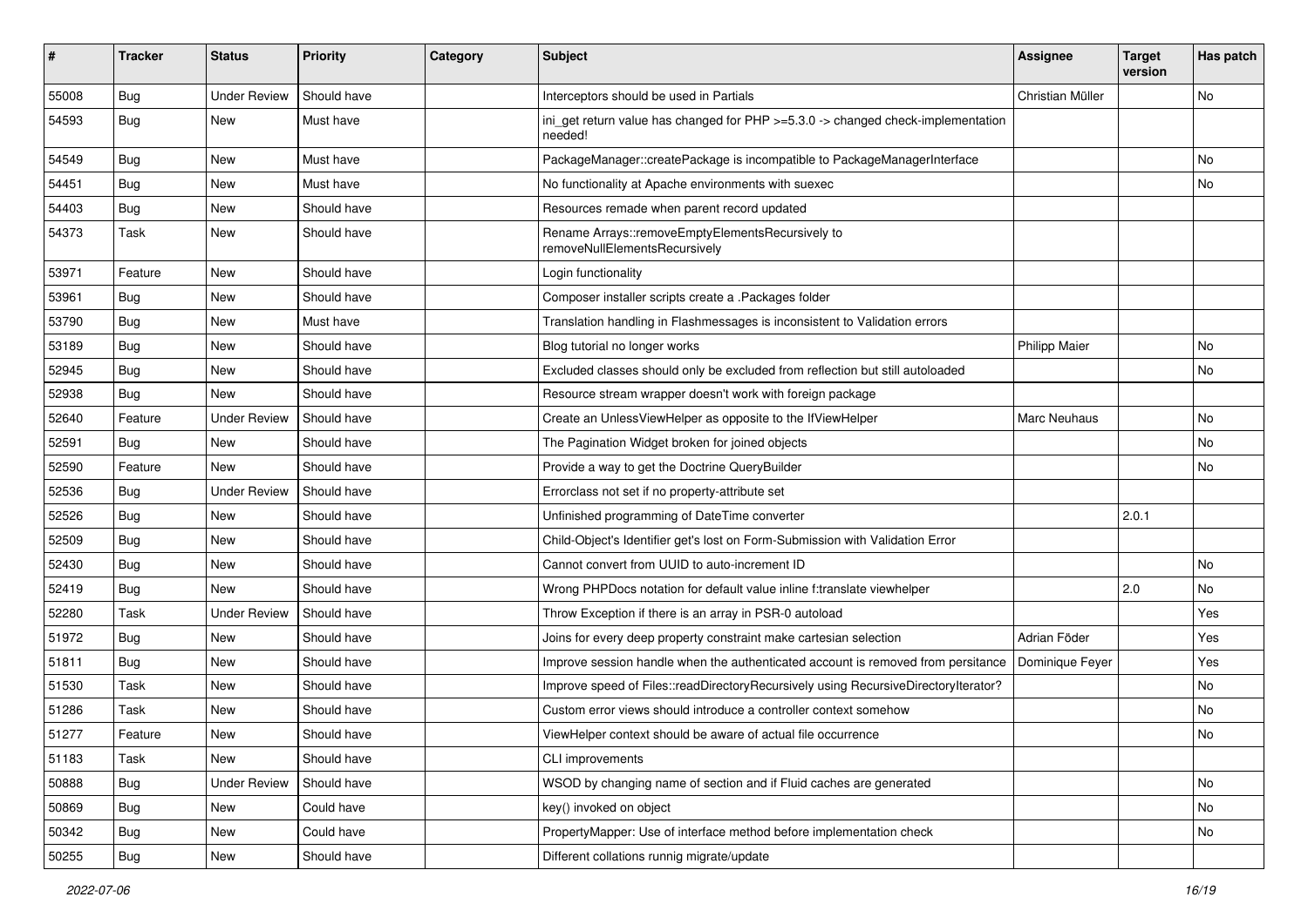| # | Tracker | Status | Priority | Category | Subject | Assignee | Target version | Has patch |
|---|---|---|---|---|---|---|---|---|
| 55008 | Bug | Under Review | Should have | | Interceptors should be used in Partials | Christian Müller | | No |
| 54593 | Bug | New | Must have | | ini_get return value has changed for PHP >=5.3.0 -> changed check-implementation needed! | | | |
| 54549 | Bug | New | Must have | | PackageManager::createPackage is incompatible to PackageManagerInterface | | | No |
| 54451 | Bug | New | Must have | | No functionality at Apache environments with suexec | | | No |
| 54403 | Bug | New | Should have | | Resources remade when parent record updated | | | |
| 54373 | Task | New | Should have | | Rename Arrays::removeEmptyElementsRecursively to removeNullElementsRecursively | | | |
| 53971 | Feature | New | Should have | | Login functionality | | | |
| 53961 | Bug | New | Should have | | Composer installer scripts create a .Packages folder | | | |
| 53790 | Bug | New | Must have | | Translation handling in Flashmessages is inconsistent to Validation errors | | | |
| 53189 | Bug | New | Should have | | Blog tutorial no longer works | Philipp Maier | | No |
| 52945 | Bug | New | Should have | | Excluded classes should only be excluded from reflection but still autoloaded | | | No |
| 52938 | Bug | New | Should have | | Resource stream wrapper doesn't work with foreign package | | | |
| 52640 | Feature | Under Review | Should have | | Create an UnlessViewHelper as opposite to the IfViewHelper | Marc Neuhaus | | No |
| 52591 | Bug | New | Should have | | The Pagination Widget broken for joined objects | | | No |
| 52590 | Feature | New | Should have | | Provide a way to get the Doctrine QueryBuilder | | | No |
| 52536 | Bug | Under Review | Should have | | Errorclass not set if no property-attribute set | | | |
| 52526 | Bug | New | Should have | | Unfinished programming of DateTime converter | | 2.0.1 | |
| 52509 | Bug | New | Should have | | Child-Object's Identifier get's lost on Form-Submission with Validation Error | | | |
| 52430 | Bug | New | Should have | | Cannot convert from UUID to auto-increment ID | | | No |
| 52419 | Bug | New | Should have | | Wrong PHPDocs notation for default value inline f:translate viewhelper | | 2.0 | No |
| 52280 | Task | Under Review | Should have | | Throw Exception if there is an array in PSR-0 autoload | | | Yes |
| 51972 | Bug | New | Should have | | Joins for every deep property constraint make cartesian selection | Adrian Föder | | Yes |
| 51811 | Bug | New | Should have | | Improve session handle when the authenticated account is removed from persitance | Dominique Feyer | | Yes |
| 51530 | Task | New | Should have | | Improve speed of Files::readDirectoryRecursively using RecursiveDirectoryIterator? | | | No |
| 51286 | Task | New | Should have | | Custom error views should introduce a controller context somehow | | | No |
| 51277 | Feature | New | Should have | | ViewHelper context should be aware of actual file occurrence | | | No |
| 51183 | Task | New | Should have | | CLI improvements | | | |
| 50888 | Bug | Under Review | Should have | | WSOD by changing name of section and if Fluid caches are generated | | | No |
| 50869 | Bug | New | Could have | | key() invoked on object | | | No |
| 50342 | Bug | New | Could have | | PropertyMapper: Use of interface method before implementation check | | | No |
| 50255 | Bug | New | Should have | | Different collations runnig migrate/update | | | |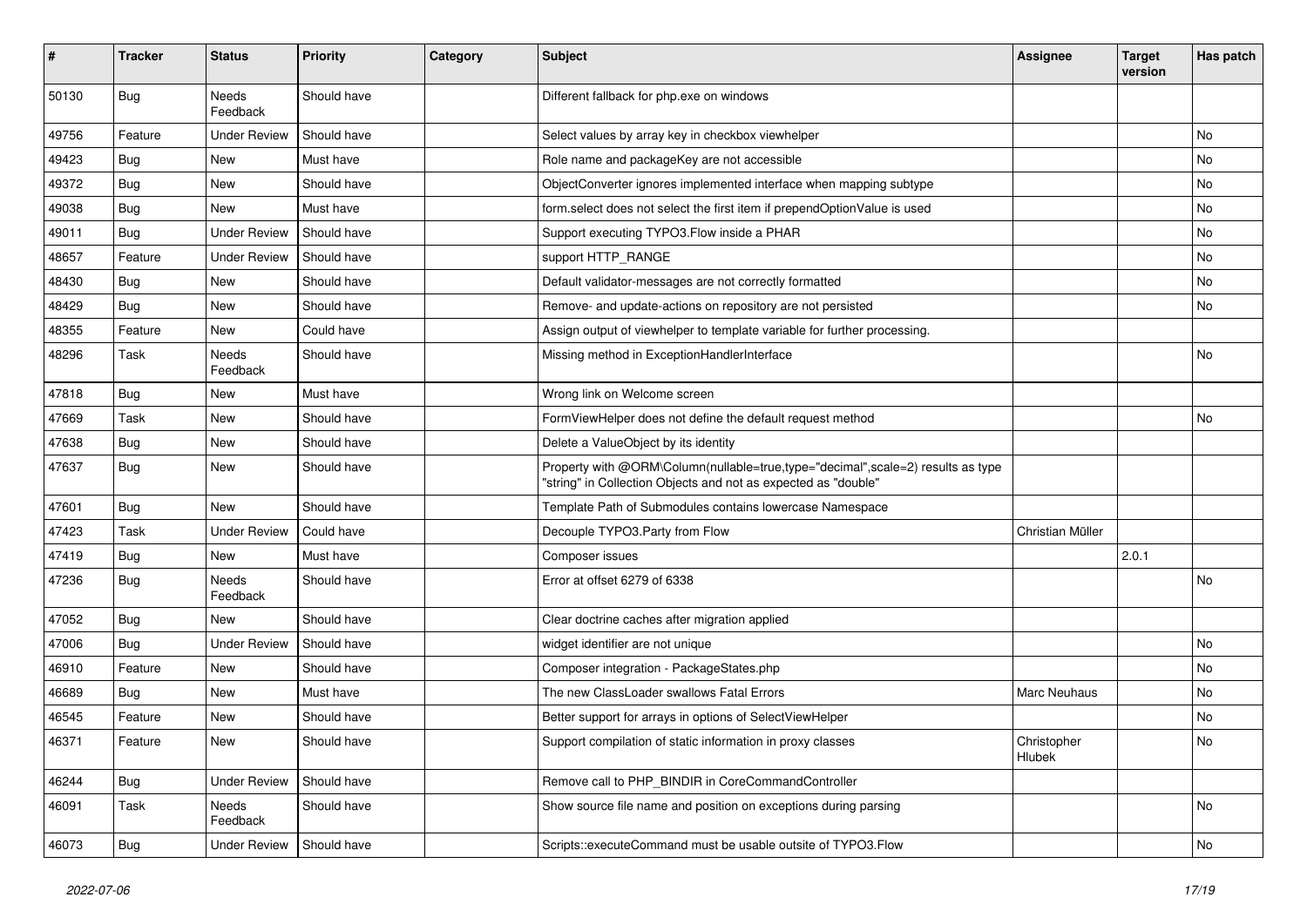| # | Tracker | Status | Priority | Category | Subject | Assignee | Target version | Has patch |
|---|---|---|---|---|---|---|---|---|
| 50130 | Bug | Needs Feedback | Should have | | Different fallback for php.exe on windows | | | |
| 49756 | Feature | Under Review | Should have | | Select values by array key in checkbox viewhelper | | | No |
| 49423 | Bug | New | Must have | | Role name and packageKey are not accessible | | | No |
| 49372 | Bug | New | Should have | | ObjectConverter ignores implemented interface when mapping subtype | | | No |
| 49038 | Bug | New | Must have | | form.select does not select the first item if prependOptionValue is used | | | No |
| 49011 | Bug | Under Review | Should have | | Support executing TYPO3.Flow inside a PHAR | | | No |
| 48657 | Feature | Under Review | Should have | | support HTTP_RANGE | | | No |
| 48430 | Bug | New | Should have | | Default validator-messages are not correctly formatted | | | No |
| 48429 | Bug | New | Should have | | Remove- and update-actions on repository are not persisted | | | No |
| 48355 | Feature | New | Could have | | Assign output of viewhelper to template variable for further processing. | | | |
| 48296 | Task | Needs Feedback | Should have | | Missing method in ExceptionHandlerInterface | | | No |
| 47818 | Bug | New | Must have | | Wrong link on Welcome screen | | | |
| 47669 | Task | New | Should have | | FormViewHelper does not define the default request method | | | No |
| 47638 | Bug | New | Should have | | Delete a ValueObject by its identity | | | |
| 47637 | Bug | New | Should have | | Property with @ORM\Column(nullable=true,type="decimal",scale=2) results as type "string" in Collection Objects and not as expected as "double" | | | |
| 47601 | Bug | New | Should have | | Template Path of Submodules contains lowercase Namespace | | | |
| 47423 | Task | Under Review | Could have | | Decouple TYPO3.Party from Flow | Christian Müller | | |
| 47419 | Bug | New | Must have | | Composer issues | | 2.0.1 | |
| 47236 | Bug | Needs Feedback | Should have | | Error at offset 6279 of 6338 | | | No |
| 47052 | Bug | New | Should have | | Clear doctrine caches after migration applied | | | |
| 47006 | Bug | Under Review | Should have | | widget identifier are not unique | | | No |
| 46910 | Feature | New | Should have | | Composer integration - PackageStates.php | | | No |
| 46689 | Bug | New | Must have | | The new ClassLoader swallows Fatal Errors | Marc Neuhaus | | No |
| 46545 | Feature | New | Should have | | Better support for arrays in options of SelectViewHelper | | | No |
| 46371 | Feature | New | Should have | | Support compilation of static information in proxy classes | Christopher Hlubek | | No |
| 46244 | Bug | Under Review | Should have | | Remove call to PHP_BINDIR in CoreCommandController | | | |
| 46091 | Task | Needs Feedback | Should have | | Show source file name and position on exceptions during parsing | | | No |
| 46073 | Bug | Under Review | Should have | | Scripts::executeCommand must be usable outsite of TYPO3.Flow | | | No |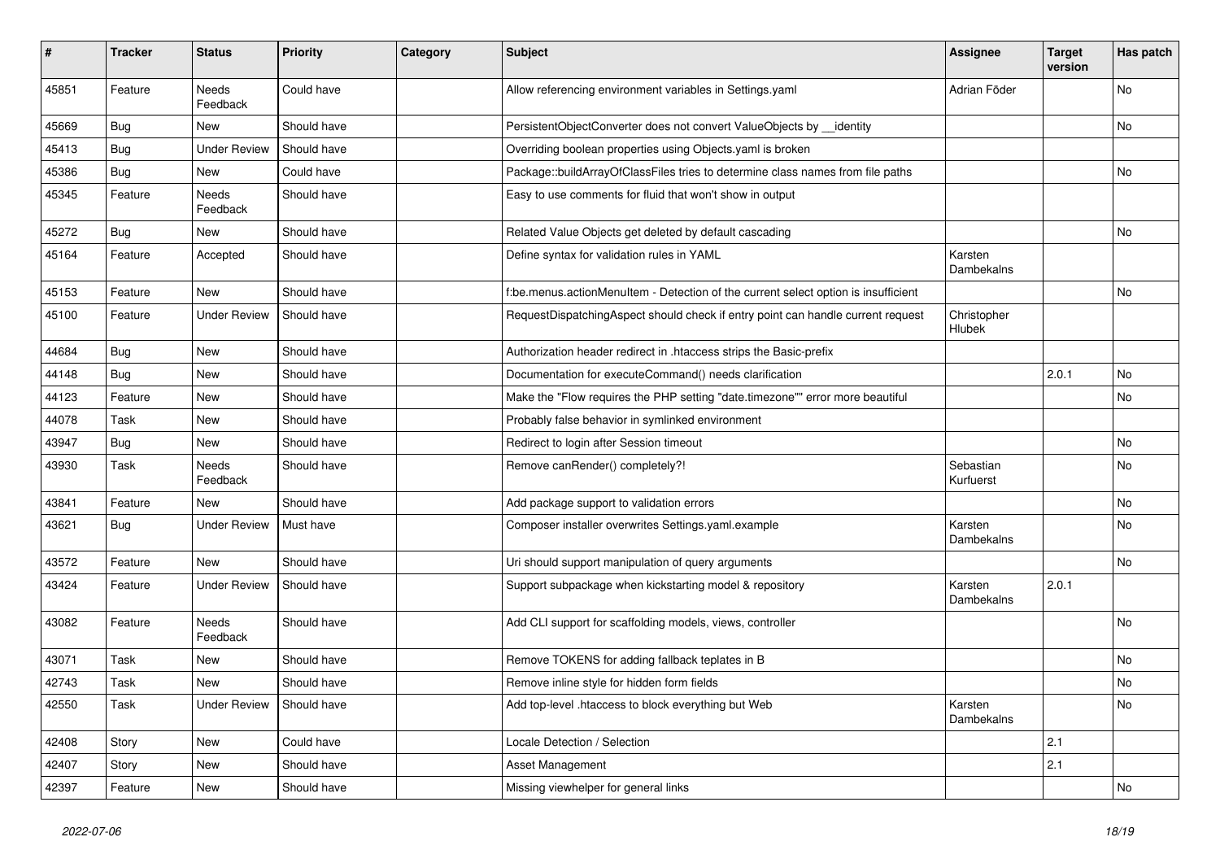| # | Tracker | Status | Priority | Category | Subject | Assignee | Target version | Has patch |
|---|---|---|---|---|---|---|---|---|
| 45851 | Feature | Needs Feedback | Could have | | Allow referencing environment variables in Settings.yaml | Adrian Föder | | No |
| 45669 | Bug | New | Should have | | PersistentObjectConverter does not convert ValueObjects by __identity | | | No |
| 45413 | Bug | Under Review | Should have | | Overriding boolean properties using Objects.yaml is broken | | | |
| 45386 | Bug | New | Could have | | Package::buildArrayOfClassFiles tries to determine class names from file paths | | | No |
| 45345 | Feature | Needs Feedback | Should have | | Easy to use comments for fluid that won't show in output | | | |
| 45272 | Bug | New | Should have | | Related Value Objects get deleted by default cascading | | | No |
| 45164 | Feature | Accepted | Should have | | Define syntax for validation rules in YAML | Karsten Dambekalns | | |
| 45153 | Feature | New | Should have | | f:be.menus.actionMenuItem - Detection of the current select option is insufficient | | | No |
| 45100 | Feature | Under Review | Should have | | RequestDispatchingAspect should check if entry point can handle current request | Christopher Hlubek | | |
| 44684 | Bug | New | Should have | | Authorization header redirect in .htaccess strips the Basic-prefix | | | |
| 44148 | Bug | New | Should have | | Documentation for executeCommand() needs clarification | | 2.0.1 | No |
| 44123 | Feature | New | Should have | | Make the "Flow requires the PHP setting "date.timezone"" error more beautiful | | | No |
| 44078 | Task | New | Should have | | Probably false behavior in symlinked environment | | | |
| 43947 | Bug | New | Should have | | Redirect to login after Session timeout | | | No |
| 43930 | Task | Needs Feedback | Should have | | Remove canRender() completely?! | Sebastian Kurfuerst | | No |
| 43841 | Feature | New | Should have | | Add package support to validation errors | | | No |
| 43621 | Bug | Under Review | Must have | | Composer installer overwrites Settings.yaml.example | Karsten Dambekalns | | No |
| 43572 | Feature | New | Should have | | Uri should support manipulation of query arguments | | | No |
| 43424 | Feature | Under Review | Should have | | Support subpackage when kickstarting model & repository | Karsten Dambekalns | 2.0.1 | |
| 43082 | Feature | Needs Feedback | Should have | | Add CLI support for scaffolding models, views, controller | | | No |
| 43071 | Task | New | Should have | | Remove TOKENS for adding fallback teplates in B | | | No |
| 42743 | Task | New | Should have | | Remove inline style for hidden form fields | | | No |
| 42550 | Task | Under Review | Should have | | Add top-level .htaccess to block everything but Web | Karsten Dambekalns | | No |
| 42408 | Story | New | Could have | | Locale Detection / Selection | | 2.1 | |
| 42407 | Story | New | Should have | | Asset Management | | 2.1 | |
| 42397 | Feature | New | Should have | | Missing viewhelper for general links | | | No |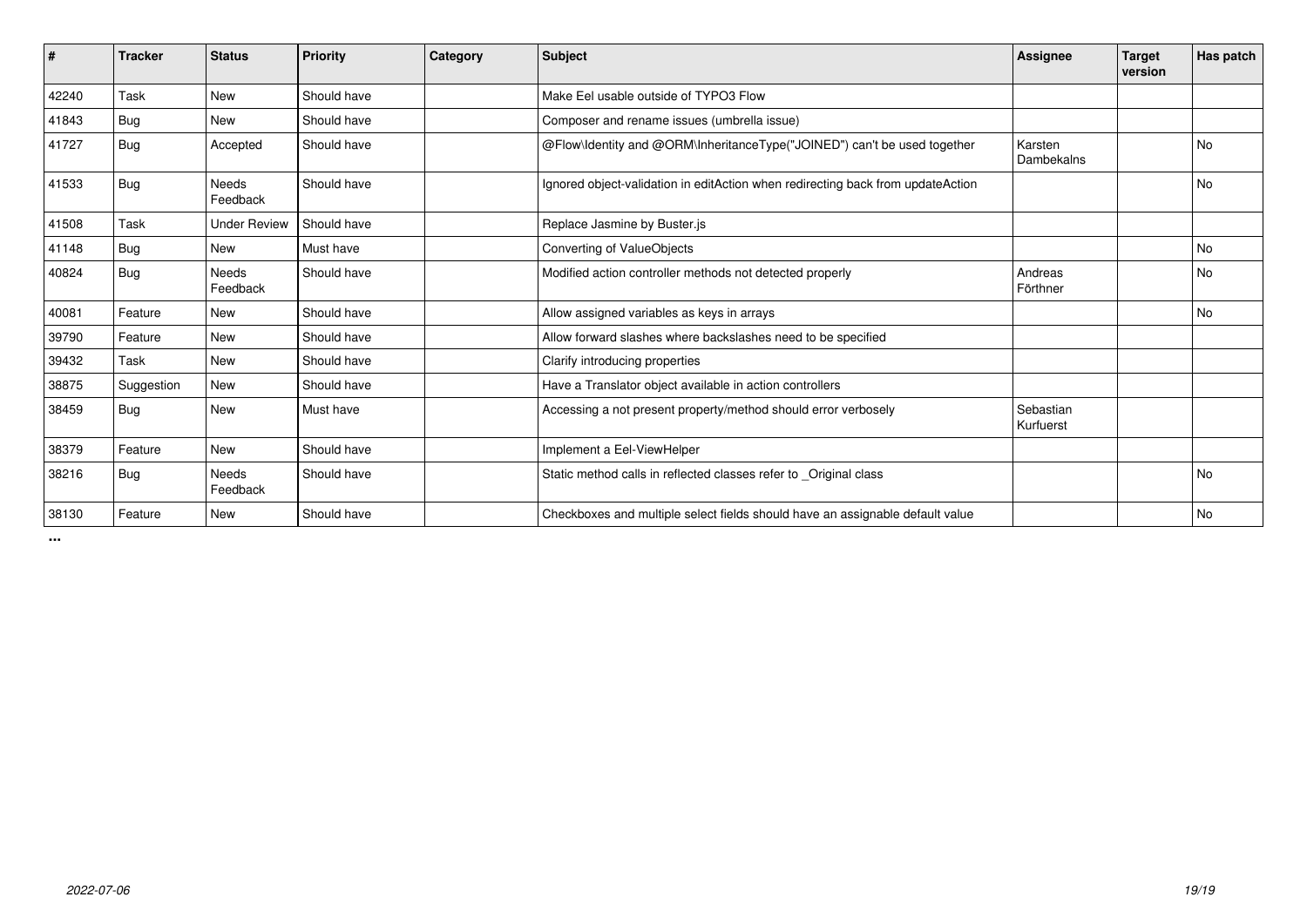| # | Tracker | Status | Priority | Category | Subject | Assignee | Target version | Has patch |
|---|---|---|---|---|---|---|---|---|
| 42240 | Task | New | Should have | | Make Eel usable outside of TYPO3 Flow | | | |
| 41843 | Bug | New | Should have | | Composer and rename issues (umbrella issue) | | | |
| 41727 | Bug | Accepted | Should have | | @Flow\Identity and @ORM\InheritanceType("JOINED") can't be used together | Karsten Dambekalns | | No |
| 41533 | Bug | Needs Feedback | Should have | | Ignored object-validation in editAction when redirecting back from updateAction | | | No |
| 41508 | Task | Under Review | Should have | | Replace Jasmine by Buster.js | | | |
| 41148 | Bug | New | Must have | | Converting of ValueObjects | | | No |
| 40824 | Bug | Needs Feedback | Should have | | Modified action controller methods not detected properly | Andreas Förthner | | No |
| 40081 | Feature | New | Should have | | Allow assigned variables as keys in arrays | | | No |
| 39790 | Feature | New | Should have | | Allow forward slashes where backslashes need to be specified | | | |
| 39432 | Task | New | Should have | | Clarify introducing properties | | | |
| 38875 | Suggestion | New | Should have | | Have a Translator object available in action controllers | | | |
| 38459 | Bug | New | Must have | | Accessing a not present property/method should error verbosely | Sebastian Kurfuerst | | |
| 38379 | Feature | New | Should have | | Implement a Eel-ViewHelper | | | |
| 38216 | Bug | Needs Feedback | Should have | | Static method calls in reflected classes refer to _Original class | | | No |
| 38130 | Feature | New | Should have | | Checkboxes and multiple select fields should have an assignable default value | | | No |

...